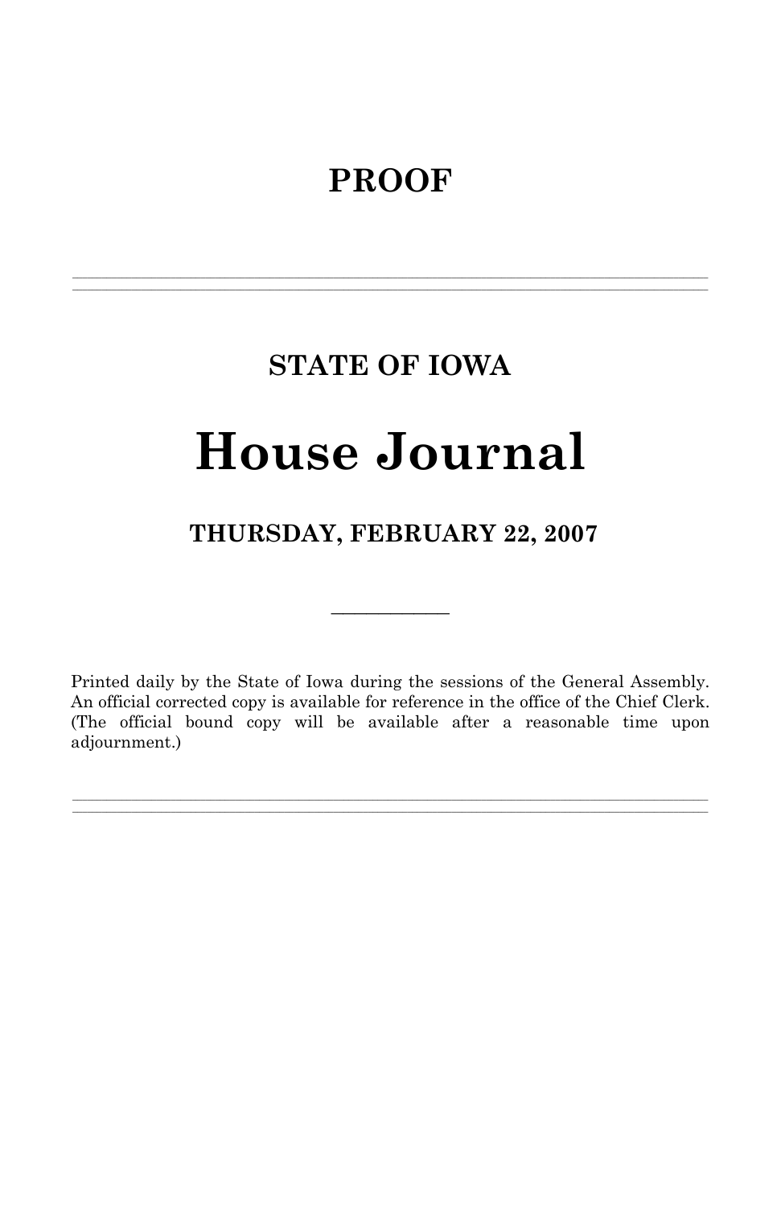# PROOF

---

## STATE OF IOWA

# House Journal

## THURSDAY, FEBRUARY 22, 2007

---

Printed daily by the State of Iowa during the sessions of the General Assembly. An official corrected copy is available for reference in the office of the Chief Clerk. (The official bound copy will be available after a reasonable time upon adjournment.)

---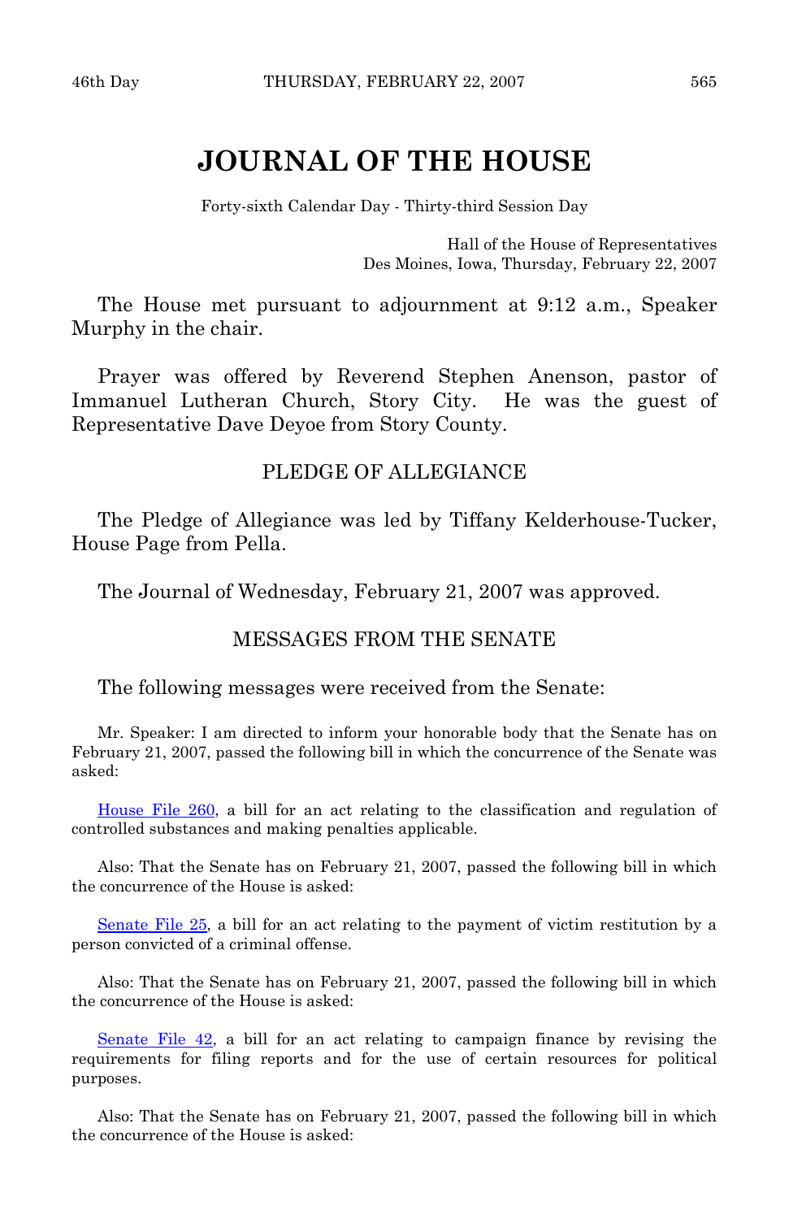# JOURNAL OF THE HOUSE

Forty-sixth Calendar Day - Thirty-third Session Day

Hall of the House of Representatives
Des Moines, Iowa, Thursday, February 22, 2007

The House met pursuant to adjournment at 9:12 a.m., Speaker Murphy in the chair.

Prayer was offered by Reverend Stephen Anenson, pastor of Immanuel Lutheran Church, Story City. He was the guest of Representative Dave Deyoe from Story County.

## PLEDGE OF ALLEGIANCE

The Pledge of Allegiance was led by Tiffany Kelderhouse-Tucker, House Page from Pella.

The Journal of Wednesday, February 21, 2007 was approved.

## MESSAGES FROM THE SENATE

The following messages were received from the Senate:

Mr. Speaker: I am directed to inform your honorable body that the Senate has on February 21, 2007, passed the following bill in which the concurrence of the Senate was asked:

House File 260, a bill for an act relating to the classification and regulation of controlled substances and making penalties applicable.

Also: That the Senate has on February 21, 2007, passed the following bill in which the concurrence of the House is asked:

Senate File 25, a bill for an act relating to the payment of victim restitution by a person convicted of a criminal offense.

Also: That the Senate has on February 21, 2007, passed the following bill in which the concurrence of the House is asked:

Senate File 42, a bill for an act relating to campaign finance by revising the requirements for filing reports and for the use of certain resources for political purposes.

Also: That the Senate has on February 21, 2007, passed the following bill in which the concurrence of the House is asked: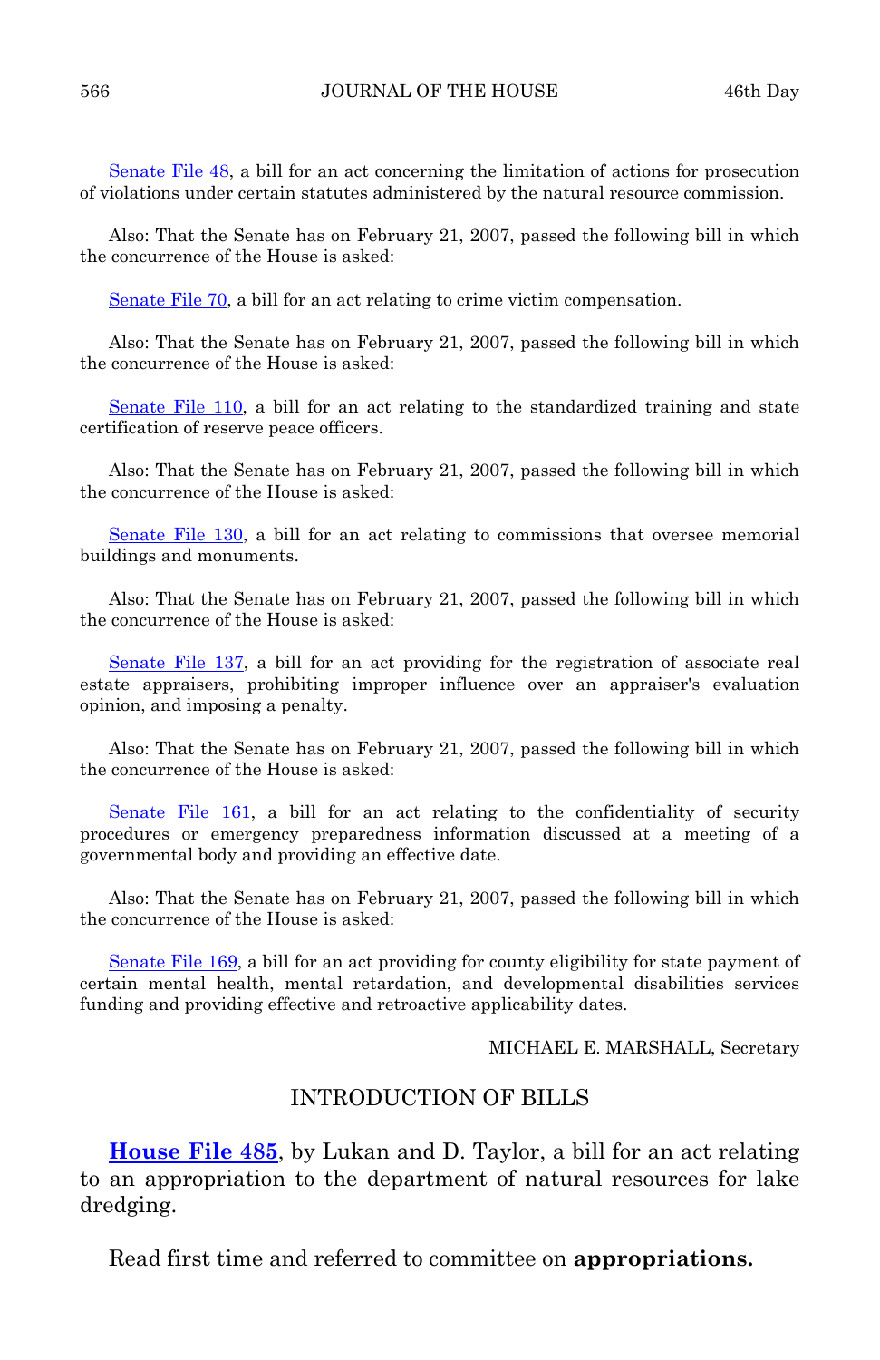Senate File 48, a bill for an act concerning the limitation of actions for prosecution of violations under certain statutes administered by the natural resource commission.

Also: That the Senate has on February 21, 2007, passed the following bill in which the concurrence of the House is asked:

Senate File 70, a bill for an act relating to crime victim compensation.

Also: That the Senate has on February 21, 2007, passed the following bill in which the concurrence of the House is asked:

Senate File 110, a bill for an act relating to the standardized training and state certification of reserve peace officers.

Also: That the Senate has on February 21, 2007, passed the following bill in which the concurrence of the House is asked:

Senate File 130, a bill for an act relating to commissions that oversee memorial buildings and monuments.

Also: That the Senate has on February 21, 2007, passed the following bill in which the concurrence of the House is asked:

Senate File 137, a bill for an act providing for the registration of associate real estate appraisers, prohibiting improper influence over an appraiser's evaluation opinion, and imposing a penalty.

Also: That the Senate has on February 21, 2007, passed the following bill in which the concurrence of the House is asked:

Senate File 161, a bill for an act relating to the confidentiality of security procedures or emergency preparedness information discussed at a meeting of a governmental body and providing an effective date.

Also: That the Senate has on February 21, 2007, passed the following bill in which the concurrence of the House is asked:

Senate File 169, a bill for an act providing for county eligibility for state payment of certain mental health, mental retardation, and developmental disabilities services funding and providing effective and retroactive applicability dates.

MICHAEL E. MARSHALL, Secretary

## INTRODUCTION OF BILLS

**House File 485**, by Lukan and D. Taylor, a bill for an act relating to an appropriation to the department of natural resources for lake dredging.

Read first time and referred to committee on **appropriations.**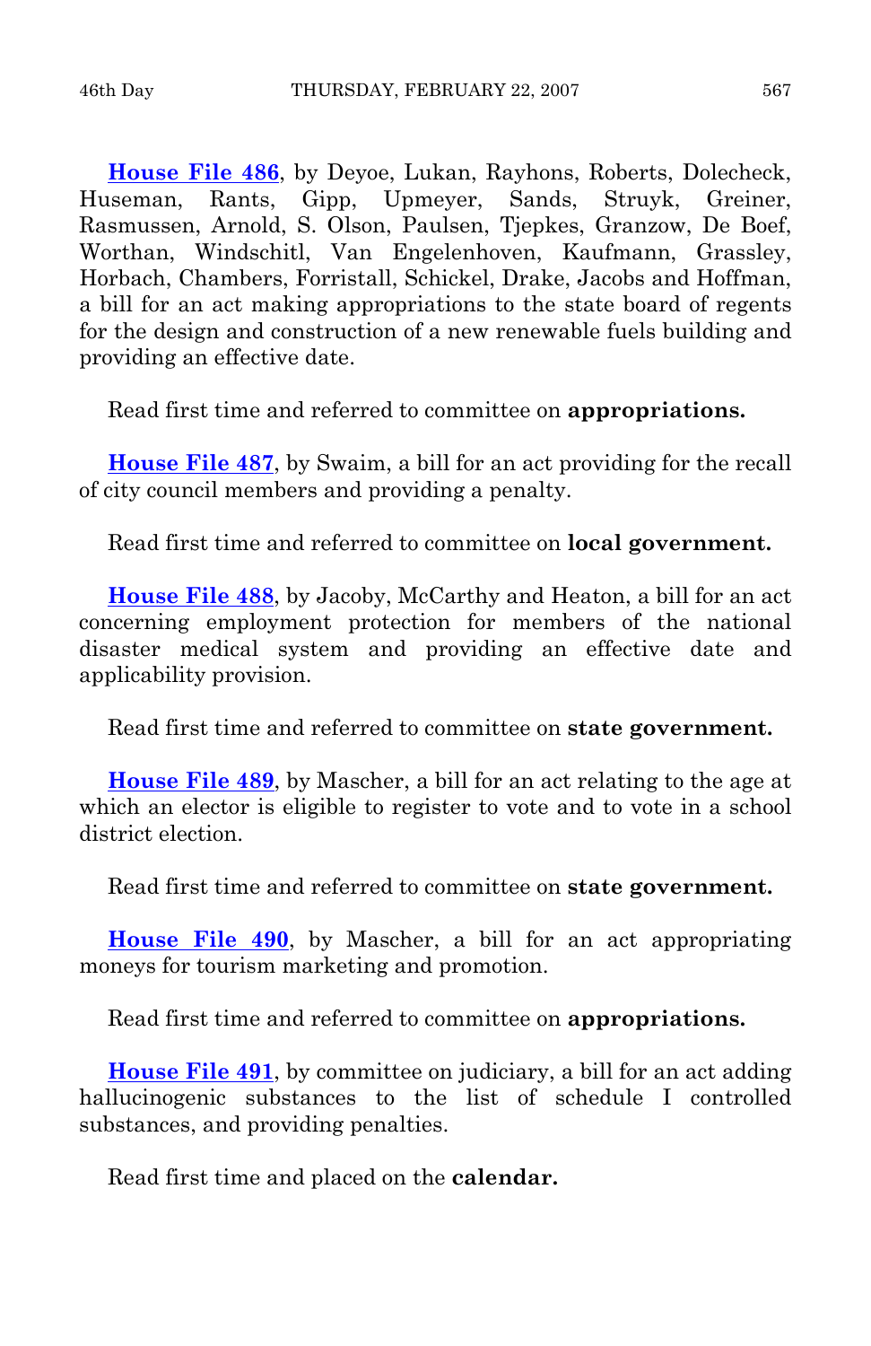**House File 486**, by Deyoe, Lukan, Rayhons, Roberts, Dolecheck, Huseman, Rants, Gipp, Upmeyer, Sands, Struyk, Greiner, Rasmussen, Arnold, S. Olson, Paulsen, Tjepkes, Granzow, De Boef, Worthan, Windschitl, Van Engelenhoven, Kaufmann, Grassley, Horbach, Chambers, Forristall, Schickel, Drake, Jacobs and Hoffman, a bill for an act making appropriations to the state board of regents for the design and construction of a new renewable fuels building and providing an effective date.

Read first time and referred to committee on **appropriations.**

**House File 487**, by Swaim, a bill for an act providing for the recall of city council members and providing a penalty.

Read first time and referred to committee on **local government.**

**House File 488**, by Jacoby, McCarthy and Heaton, a bill for an act concerning employment protection for members of the national disaster medical system and providing an effective date and applicability provision.

Read first time and referred to committee on **state government.**

**House File 489**, by Mascher, a bill for an act relating to the age at which an elector is eligible to register to vote and to vote in a school district election.

Read first time and referred to committee on **state government.**

**House File 490**, by Mascher, a bill for an act appropriating moneys for tourism marketing and promotion.

Read first time and referred to committee on **appropriations.**

**House File 491**, by committee on judiciary, a bill for an act adding hallucinogenic substances to the list of schedule I controlled substances, and providing penalties.

Read first time and placed on the **calendar.**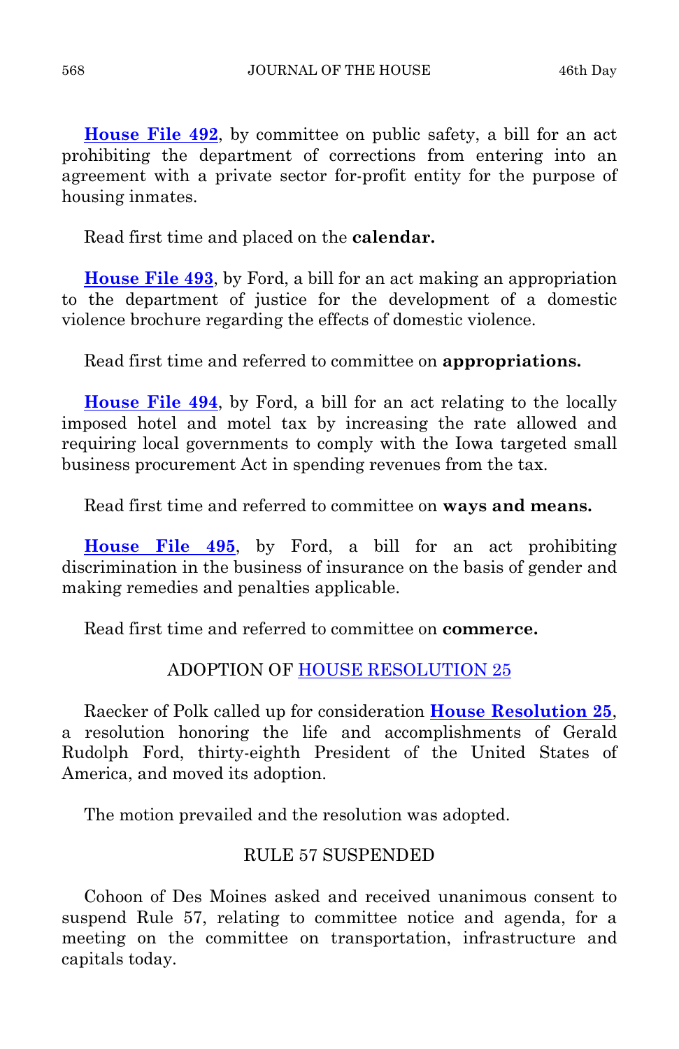**House File 492**, by committee on public safety, a bill for an act prohibiting the department of corrections from entering into an agreement with a private sector for-profit entity for the purpose of housing inmates.

Read first time and placed on the **calendar.**

**House File 493**, by Ford, a bill for an act making an appropriation to the department of justice for the development of a domestic violence brochure regarding the effects of domestic violence.

Read first time and referred to committee on **appropriations.**

**House File 494**, by Ford, a bill for an act relating to the locally imposed hotel and motel tax by increasing the rate allowed and requiring local governments to comply with the Iowa targeted small business procurement Act in spending revenues from the tax.

Read first time and referred to committee on **ways and means.**

**House File 495**, by Ford, a bill for an act prohibiting discrimination in the business of insurance on the basis of gender and making remedies and penalties applicable.

Read first time and referred to committee on **commerce.**

## ADOPTION OF HOUSE RESOLUTION 25

Raecker of Polk called up for consideration **House Resolution 25**, a resolution honoring the life and accomplishments of Gerald Rudolph Ford, thirty-eighth President of the United States of America, and moved its adoption.

The motion prevailed and the resolution was adopted.

## RULE 57 SUSPENDED

Cohoon of Des Moines asked and received unanimous consent to suspend Rule 57, relating to committee notice and agenda, for a meeting on the committee on transportation, infrastructure and capitals today.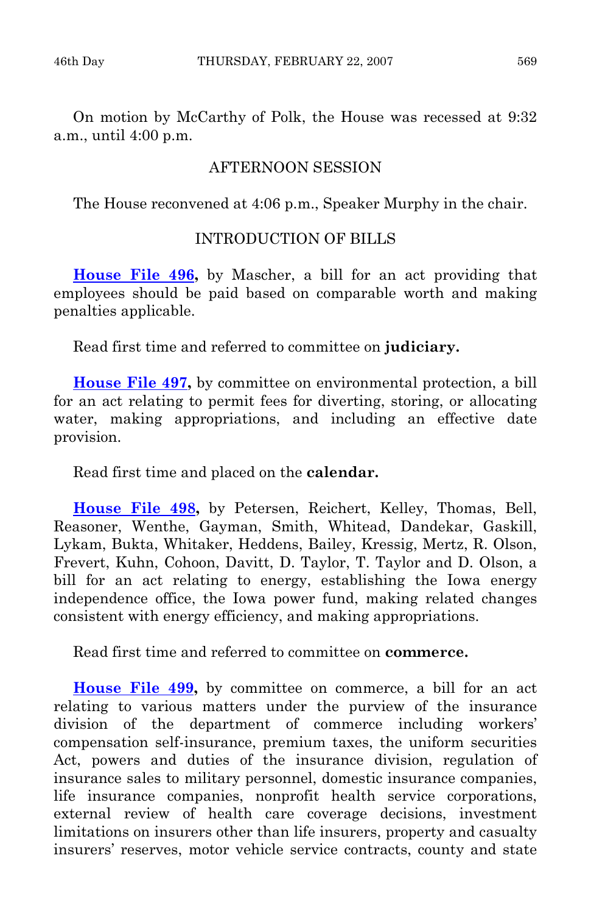On motion by McCarthy of Polk, the House was recessed at 9:32 a.m., until 4:00 p.m.

## AFTERNOON SESSION

The House reconvened at 4:06 p.m., Speaker Murphy in the chair.

## INTRODUCTION OF BILLS

**House File 496**, by Mascher, a bill for an act providing that employees should be paid based on comparable worth and making penalties applicable.

Read first time and referred to committee on **judiciary.**

**House File 497,** by committee on environmental protection, a bill for an act relating to permit fees for diverting, storing, or allocating water, making appropriations, and including an effective date provision.

Read first time and placed on the **calendar.**

**House File 498,** by Petersen, Reichert, Kelley, Thomas, Bell, Reasoner, Wenthe, Gayman, Smith, Whitead, Dandekar, Gaskill, Lykam, Bukta, Whitaker, Heddens, Bailey, Kressig, Mertz, R. Olson, Frevert, Kuhn, Cohoon, Davitt, D. Taylor, T. Taylor and D. Olson, a bill for an act relating to energy, establishing the Iowa energy independence office, the Iowa power fund, making related changes consistent with energy efficiency, and making appropriations.

Read first time and referred to committee on **commerce.**

**House File 499,** by committee on commerce, a bill for an act relating to various matters under the purview of the insurance division of the department of commerce including workers' compensation self-insurance, premium taxes, the uniform securities Act, powers and duties of the insurance division, regulation of insurance sales to military personnel, domestic insurance companies, life insurance companies, nonprofit health service corporations, external review of health care coverage decisions, investment limitations on insurers other than life insurers, property and casualty insurers' reserves, motor vehicle service contracts, county and state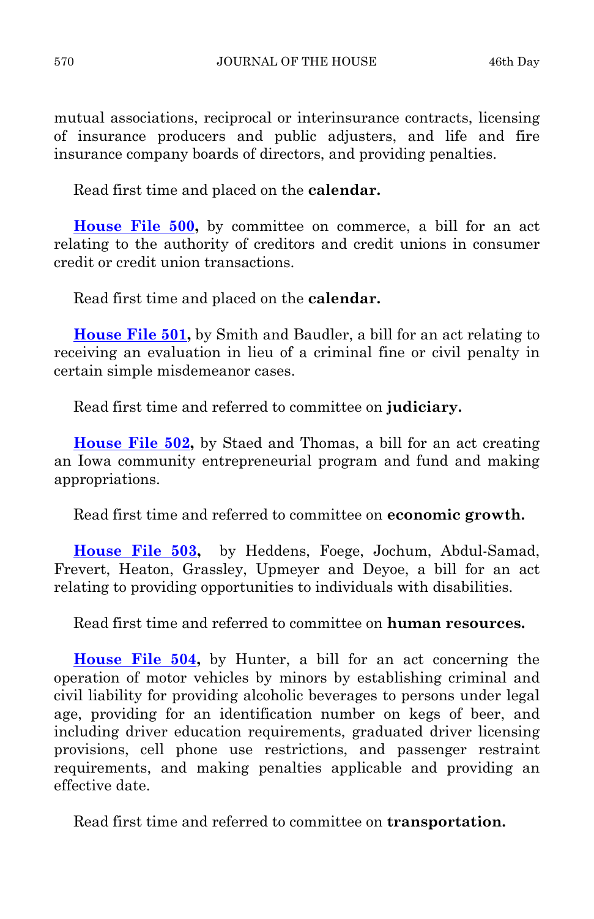mutual associations, reciprocal or interinsurance contracts, licensing of insurance producers and public adjusters, and life and fire insurance company boards of directors, and providing penalties.

Read first time and placed on the **calendar.**

**House File 500,** by committee on commerce, a bill for an act relating to the authority of creditors and credit unions in consumer credit or credit union transactions.

Read first time and placed on the **calendar.**

**House File 501,** by Smith and Baudler, a bill for an act relating to receiving an evaluation in lieu of a criminal fine or civil penalty in certain simple misdemeanor cases.

Read first time and referred to committee on **judiciary.**

**House File 502,** by Staed and Thomas, a bill for an act creating an Iowa community entrepreneurial program and fund and making appropriations.

Read first time and referred to committee on **economic growth.**

**House File 503,** by Heddens, Foege, Jochum, Abdul-Samad, Frevert, Heaton, Grassley, Upmeyer and Deyoe, a bill for an act relating to providing opportunities to individuals with disabilities.

Read first time and referred to committee on **human resources.**

**House File 504,** by Hunter, a bill for an act concerning the operation of motor vehicles by minors by establishing criminal and civil liability for providing alcoholic beverages to persons under legal age, providing for an identification number on kegs of beer, and including driver education requirements, graduated driver licensing provisions, cell phone use restrictions, and passenger restraint requirements, and making penalties applicable and providing an effective date.

Read first time and referred to committee on **transportation.**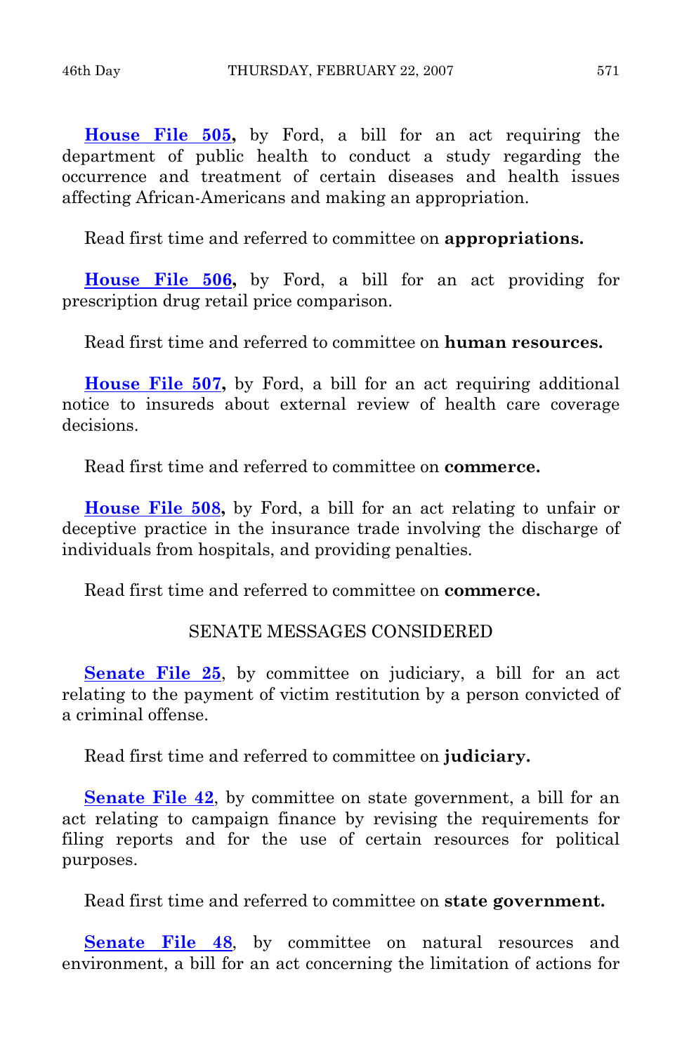**House File 505,** by Ford, a bill for an act requiring the department of public health to conduct a study regarding the occurrence and treatment of certain diseases and health issues affecting African-Americans and making an appropriation.

Read first time and referred to committee on **appropriations.**

**House File 506,** by Ford, a bill for an act providing for prescription drug retail price comparison.

Read first time and referred to committee on **human resources.**

**House File 507,** by Ford, a bill for an act requiring additional notice to insureds about external review of health care coverage decisions.

Read first time and referred to committee on **commerce.**

**House File 508,** by Ford, a bill for an act relating to unfair or deceptive practice in the insurance trade involving the discharge of individuals from hospitals, and providing penalties.

Read first time and referred to committee on **commerce.**

SENATE MESSAGES CONSIDERED

**Senate File 25**, by committee on judiciary, a bill for an act relating to the payment of victim restitution by a person convicted of a criminal offense.

Read first time and referred to committee on **judiciary.**

**Senate File 42**, by committee on state government, a bill for an act relating to campaign finance by revising the requirements for filing reports and for the use of certain resources for political purposes.

Read first time and referred to committee on **state government.**

**Senate File 48**, by committee on natural resources and environment, a bill for an act concerning the limitation of actions for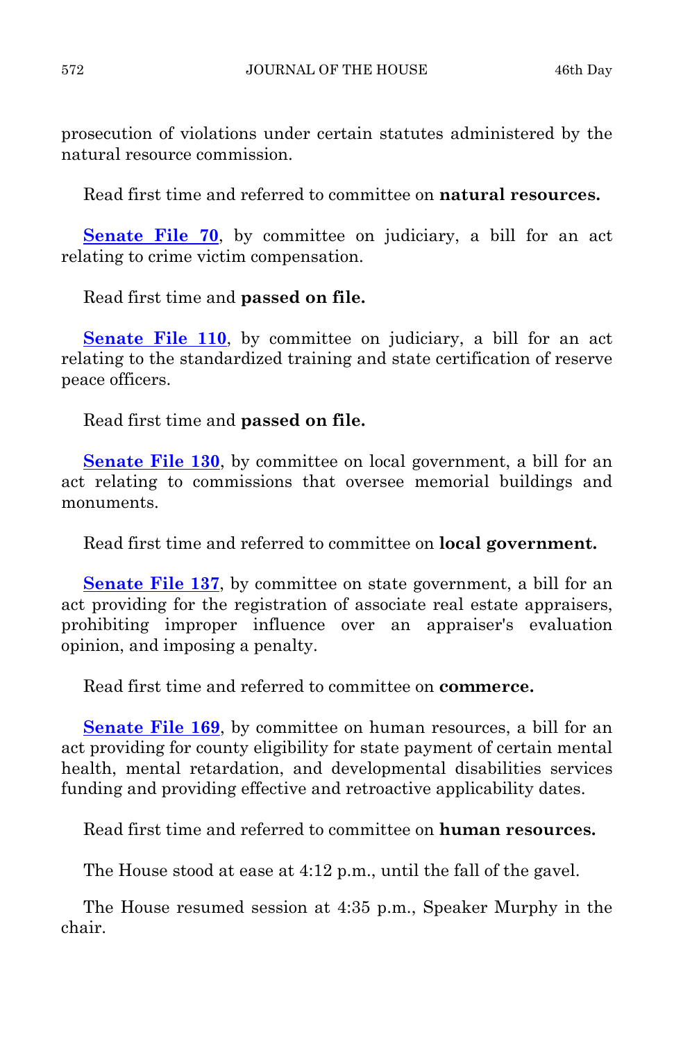prosecution of violations under certain statutes administered by the natural resource commission.

Read first time and referred to committee on **natural resources.**

**Senate File 70**, by committee on judiciary, a bill for an act relating to crime victim compensation.

Read first time and **passed on file.**

**Senate File 110**, by committee on judiciary, a bill for an act relating to the standardized training and state certification of reserve peace officers.

Read first time and **passed on file.**

**Senate File 130**, by committee on local government, a bill for an act relating to commissions that oversee memorial buildings and monuments.

Read first time and referred to committee on **local government.**

**Senate File 137**, by committee on state government, a bill for an act providing for the registration of associate real estate appraisers, prohibiting improper influence over an appraiser's evaluation opinion, and imposing a penalty.

Read first time and referred to committee on **commerce.**

**Senate File 169**, by committee on human resources, a bill for an act providing for county eligibility for state payment of certain mental health, mental retardation, and developmental disabilities services funding and providing effective and retroactive applicability dates.

Read first time and referred to committee on **human resources.**

The House stood at ease at 4:12 p.m., until the fall of the gavel.

The House resumed session at 4:35 p.m., Speaker Murphy in the chair.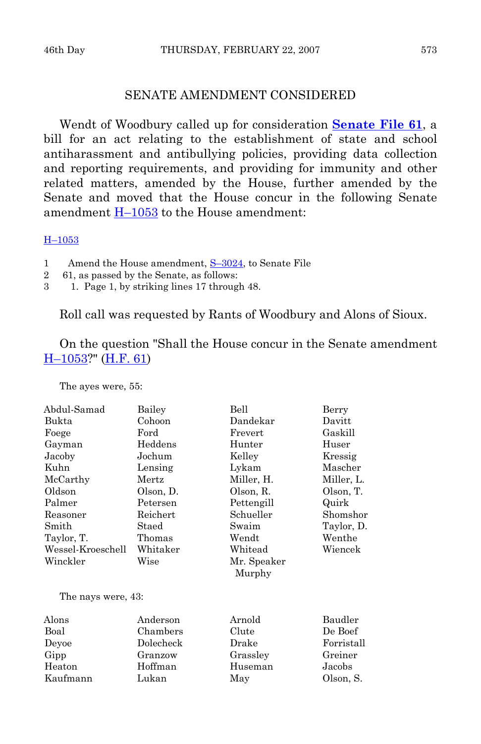## SENATE AMENDMENT CONSIDERED

Wendt of Woodbury called up for consideration **Senate File 61**, a bill for an act relating to the establishment of state and school antiharassment and antibullying policies, providing data collection and reporting requirements, and providing for immunity and other related matters, amended by the House, further amended by the Senate and moved that the House concur in the following Senate amendment H–1053 to the House amendment:

H–1053

1 Amend the House amendment, S–3024, to Senate File
2 61, as passed by the Senate, as follows:
3 1. Page 1, by striking lines 17 through 48.

Roll call was requested by Rants of Woodbury and Alons of Sioux.

On the question "Shall the House concur in the Senate amendment H–1053?" (H.F. 61)

The ayes were, 55:

| | | | |
|---|---|---|---|
| Abdul-Samad | Bailey | Bell | Berry |
| Bukta | Cohoon | Dandekar | Davitt |
| Foege | Ford | Frevert | Gaskill |
| Gayman | Heddens | Hunter | Huser |
| Jacoby | Jochum | Kelley | Kressig |
| Kuhn | Lensing | Lykam | Mascher |
| McCarthy | Mertz | Miller, H. | Miller, L. |
| Oldson | Olson, D. | Olson, R. | Olson, T. |
| Palmer | Petersen | Pettengill | Quirk |
| Reasoner | Reichert | Schueller | Shomshor |
| Smith | Staed | Swaim | Taylor, D. |
| Taylor, T. | Thomas | Wendt | Wenthe |
| Wessel-Kroeschell | Whitaker | Whitead | Wiencek |
| Winckler | Wise | Mr. Speaker Murphy | |

The nays were, 43:

| | | | |
|---|---|---|---|
| Alons | Anderson | Arnold | Baudler |
| Boal | Chambers | Clute | De Boef |
| Deyoe | Dolecheck | Drake | Forristall |
| Gipp | Granzow | Grassley | Greiner |
| Heaton | Hoffman | Huseman | Jacobs |
| Kaufmann | Lukan | May | Olson, S. |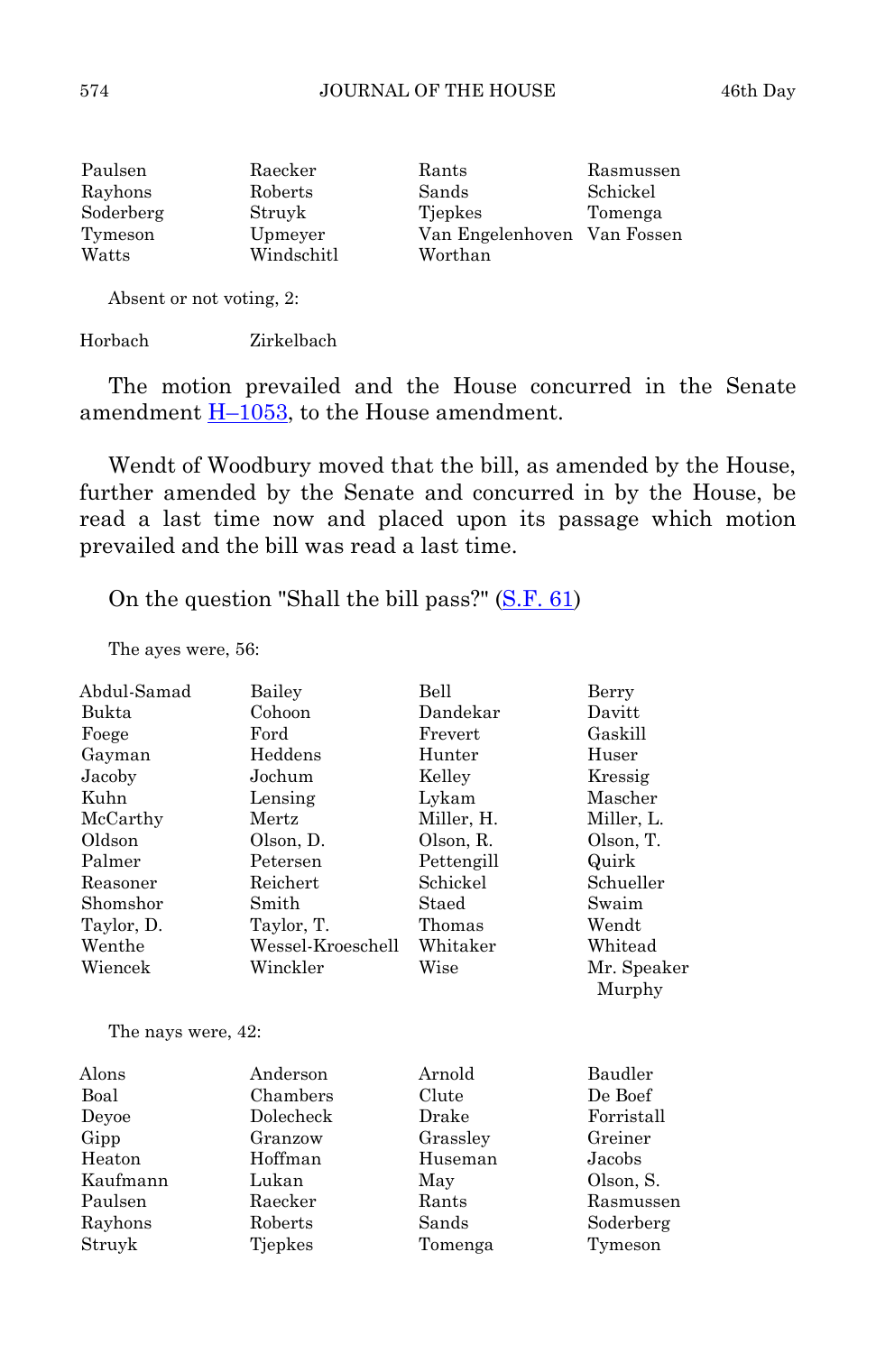| | | | |
|---|---|---|---|
| Paulsen | Raecker | Rants | Rasmussen |
| Rayhons | Roberts | Sands | Schickel |
| Soderberg | Struyk | Tjepkes | Tomenga |
| Tymeson | Upmeyer | Van Engelenhoven | Van Fossen |
| Watts | Windschitl | Worthan | |

Absent or not voting, 2:

| | |
|---|---|
| Horbach | Zirkelbach |

The motion prevailed and the House concurred in the Senate amendment H–1053, to the House amendment.

Wendt of Woodbury moved that the bill, as amended by the House, further amended by the Senate and concurred in by the House, be read a last time now and placed upon its passage which motion prevailed and the bill was read a last time.

On the question "Shall the bill pass?" (S.F. 61)

The ayes were, 56:

| | | | |
|---|---|---|---|
| Abdul-Samad | Bailey | Bell | Berry |
| Bukta | Cohoon | Dandekar | Davitt |
| Foege | Ford | Frevert | Gaskill |
| Gayman | Heddens | Hunter | Huser |
| Jacoby | Jochum | Kelley | Kressig |
| Kuhn | Lensing | Lykam | Mascher |
| McCarthy | Mertz | Miller, H. | Miller, L. |
| Oldson | Olson, D. | Olson, R. | Olson, T. |
| Palmer | Petersen | Pettengill | Quirk |
| Reasoner | Reichert | Schickel | Schueller |
| Shomshor | Smith | Staed | Swaim |
| Taylor, D. | Taylor, T. | Thomas | Wendt |
| Wenthe | Wessel-Kroeschell | Whitaker | Whitead |
| Wiencek | Winckler | Wise | Mr. Speaker Murphy |

The nays were, 42:

| | | | |
|---|---|---|---|
| Alons | Anderson | Arnold | Baudler |
| Boal | Chambers | Clute | De Boef |
| Deyoe | Dolecheck | Drake | Forristall |
| Gipp | Granzow | Grassley | Greiner |
| Heaton | Hoffman | Huseman | Jacobs |
| Kaufmann | Lukan | May | Olson, S. |
| Paulsen | Raecker | Rants | Rasmussen |
| Rayhons | Roberts | Sands | Soderberg |
| Struyk | Tjepkes | Tomenga | Tymeson |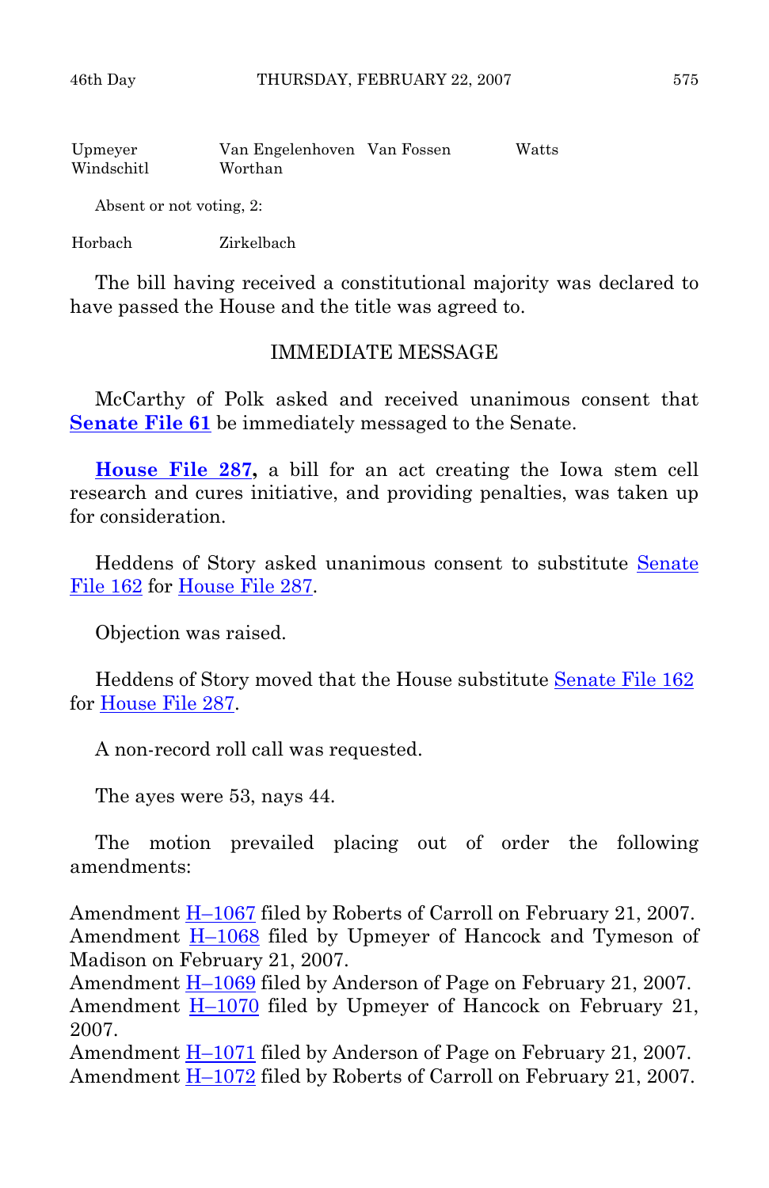| | | | |
|---|---|---|---|
| Upmeyer | Van Engelenhoven | Van Fossen | Watts |
| Windschitl | Worthan | | |

Absent or not voting, 2:

| | |
|---|---|
| Horbach | Zirkelbach |

The bill having received a constitutional majority was declared to have passed the House and the title was agreed to.

## IMMEDIATE MESSAGE

McCarthy of Polk asked and received unanimous consent that **Senate File 61** be immediately messaged to the Senate.

**House File 287,** a bill for an act creating the Iowa stem cell research and cures initiative, and providing penalties, was taken up for consideration.

Heddens of Story asked unanimous consent to substitute Senate File 162 for House File 287.

Objection was raised.

Heddens of Story moved that the House substitute Senate File 162 for House File 287.

A non-record roll call was requested.

The ayes were 53, nays 44.

The motion prevailed placing out of order the following amendments:

Amendment H–1067 filed by Roberts of Carroll on February 21, 2007.
Amendment H–1068 filed by Upmeyer of Hancock and Tymeson of Madison on February 21, 2007.
Amendment H–1069 filed by Anderson of Page on February 21, 2007.
Amendment H–1070 filed by Upmeyer of Hancock on February 21, 2007.
Amendment H–1071 filed by Anderson of Page on February 21, 2007.
Amendment H–1072 filed by Roberts of Carroll on February 21, 2007.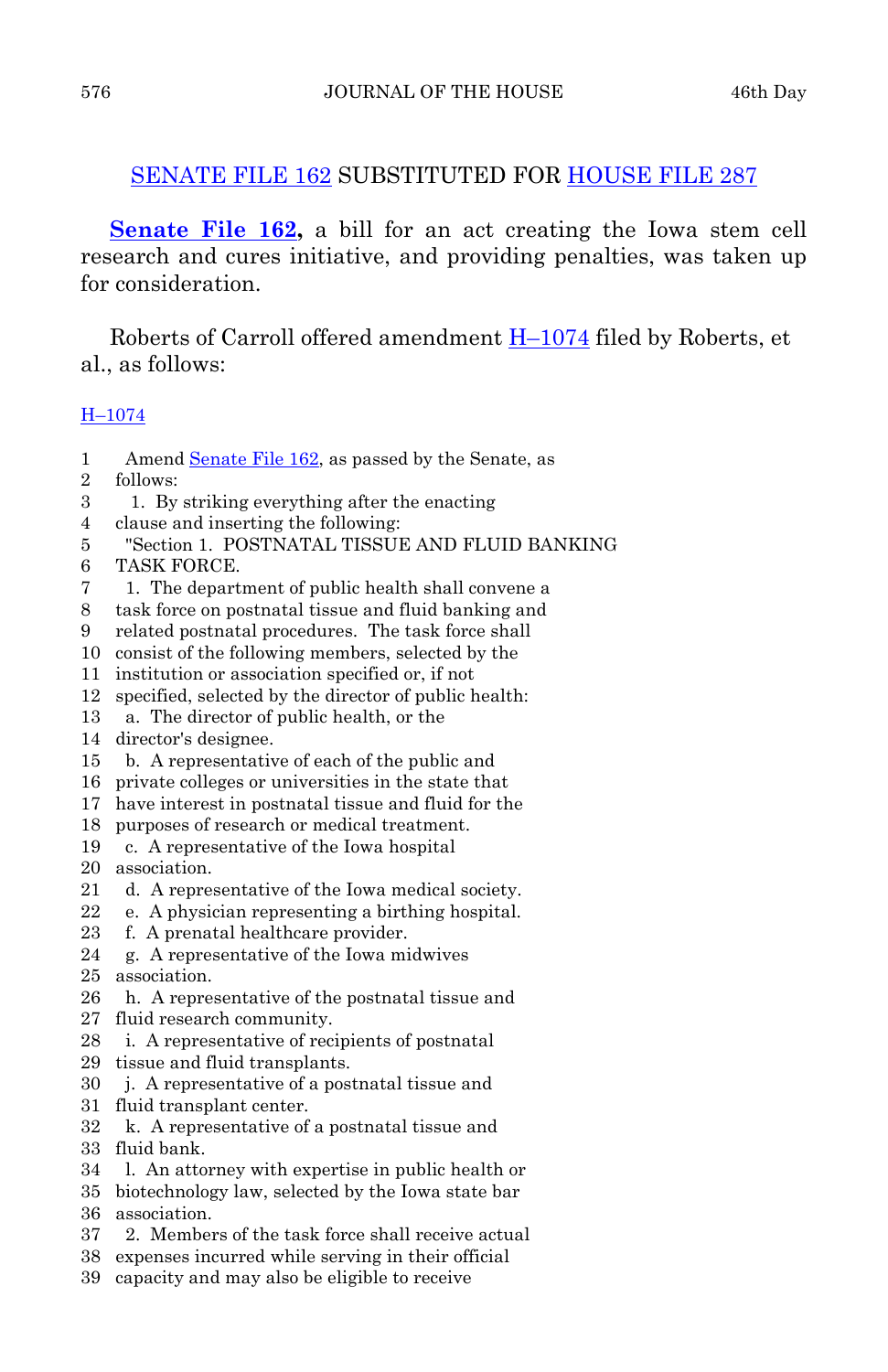## SENATE FILE 162 SUBSTITUTED FOR HOUSE FILE 287

**Senate File 162,** a bill for an act creating the Iowa stem cell research and cures initiative, and providing penalties, was taken up for consideration.

Roberts of Carroll offered amendment H–1074 filed by Roberts, et al., as follows:

H–1074

1 Amend Senate File 162, as passed by the Senate, as
2 follows:
3 1. By striking everything after the enacting
4 clause and inserting the following:
5 "Section 1. POSTNATAL TISSUE AND FLUID BANKING
6 TASK FORCE.
7 1. The department of public health shall convene a
8 task force on postnatal tissue and fluid banking and
9 related postnatal procedures. The task force shall
10 consist of the following members, selected by the
11 institution or association specified or, if not
12 specified, selected by the director of public health:
13 a. The director of public health, or the
14 director's designee.
15 b. A representative of each of the public and
16 private colleges or universities in the state that
17 have interest in postnatal tissue and fluid for the
18 purposes of research or medical treatment.
19 c. A representative of the Iowa hospital
20 association.
21 d. A representative of the Iowa medical society.
22 e. A physician representing a birthing hospital.
23 f. A prenatal healthcare provider.
24 g. A representative of the Iowa midwives
25 association.
26 h. A representative of the postnatal tissue and
27 fluid research community.
28 i. A representative of recipients of postnatal
29 tissue and fluid transplants.
30 j. A representative of a postnatal tissue and
31 fluid transplant center.
32 k. A representative of a postnatal tissue and
33 fluid bank.
34 l. An attorney with expertise in public health or
35 biotechnology law, selected by the Iowa state bar
36 association.
37 2. Members of the task force shall receive actual
38 expenses incurred while serving in their official
39 capacity and may also be eligible to receive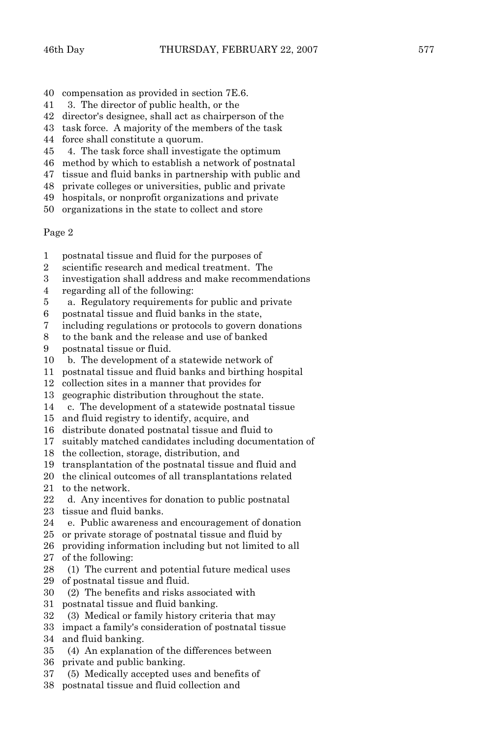40 compensation as provided in section 7E.6.
41 3. The director of public health, or the
42 director's designee, shall act as chairperson of the
43 task force. A majority of the members of the task
44 force shall constitute a quorum.
45 4. The task force shall investigate the optimum
46 method by which to establish a network of postnatal
47 tissue and fluid banks in partnership with public and
48 private colleges or universities, public and private
49 hospitals, or nonprofit organizations and private
50 organizations in the state to collect and store

Page 2

1 postnatal tissue and fluid for the purposes of
2 scientific research and medical treatment. The
3 investigation shall address and make recommendations
4 regarding all of the following:
5 a. Regulatory requirements for public and private
6 postnatal tissue and fluid banks in the state,
7 including regulations or protocols to govern donations
8 to the bank and the release and use of banked
9 postnatal tissue or fluid.
10 b. The development of a statewide network of
11 postnatal tissue and fluid banks and birthing hospital
12 collection sites in a manner that provides for
13 geographic distribution throughout the state.
14 c. The development of a statewide postnatal tissue
15 and fluid registry to identify, acquire, and
16 distribute donated postnatal tissue and fluid to
17 suitably matched candidates including documentation of
18 the collection, storage, distribution, and
19 transplantation of the postnatal tissue and fluid and
20 the clinical outcomes of all transplantations related
21 to the network.
22 d. Any incentives for donation to public postnatal
23 tissue and fluid banks.
24 e. Public awareness and encouragement of donation
25 or private storage of postnatal tissue and fluid by
26 providing information including but not limited to all
27 of the following:
28 (1) The current and potential future medical uses
29 of postnatal tissue and fluid.
30 (2) The benefits and risks associated with
31 postnatal tissue and fluid banking.
32 (3) Medical or family history criteria that may
33 impact a family's consideration of postnatal tissue
34 and fluid banking.
35 (4) An explanation of the differences between
36 private and public banking.
37 (5) Medically accepted uses and benefits of
38 postnatal tissue and fluid collection and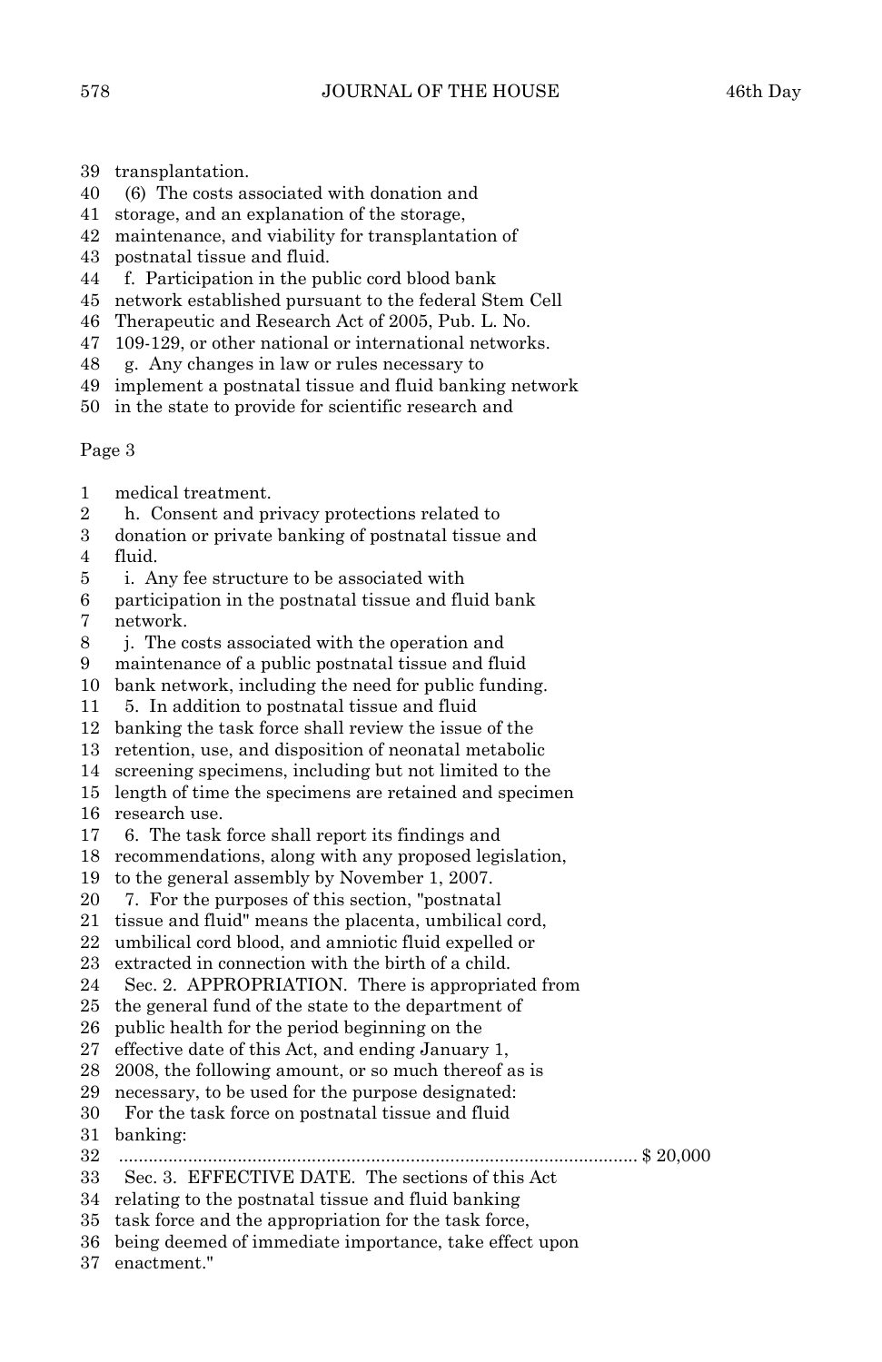39 transplantation.
40 (6) The costs associated with donation and
41 storage, and an explanation of the storage,
42 maintenance, and viability for transplantation of
43 postnatal tissue and fluid.
44 f. Participation in the public cord blood bank
45 network established pursuant to the federal Stem Cell
46 Therapeutic and Research Act of 2005, Pub. L. No.
47 109-129, or other national or international networks.
48 g. Any changes in law or rules necessary to
49 implement a postnatal tissue and fluid banking network
50 in the state to provide for scientific research and

Page 3

1 medical treatment.
2 h. Consent and privacy protections related to
3 donation or private banking of postnatal tissue and
4 fluid.
5 i. Any fee structure to be associated with
6 participation in the postnatal tissue and fluid bank
7 network.
8 j. The costs associated with the operation and
9 maintenance of a public postnatal tissue and fluid
10 bank network, including the need for public funding.
11 5. In addition to postnatal tissue and fluid
12 banking the task force shall review the issue of the
13 retention, use, and disposition of neonatal metabolic
14 screening specimens, including but not limited to the
15 length of time the specimens are retained and specimen
16 research use.
17 6. The task force shall report its findings and
18 recommendations, along with any proposed legislation,
19 to the general assembly by November 1, 2007.
20 7. For the purposes of this section, "postnatal
21 tissue and fluid" means the placenta, umbilical cord,
22 umbilical cord blood, and amniotic fluid expelled or
23 extracted in connection with the birth of a child.
24 Sec. 2. APPROPRIATION. There is appropriated from
25 the general fund of the state to the department of
26 public health for the period beginning on the
27 effective date of this Act, and ending January 1,
28 2008, the following amount, or so much thereof as is
29 necessary, to be used for the purpose designated:
30 For the task force on postnatal tissue and fluid
31 banking:
32 .......................................................................................................... $ 20,000
33 Sec. 3. EFFECTIVE DATE. The sections of this Act
34 relating to the postnatal tissue and fluid banking
35 task force and the appropriation for the task force,
36 being deemed of immediate importance, take effect upon
37 enactment."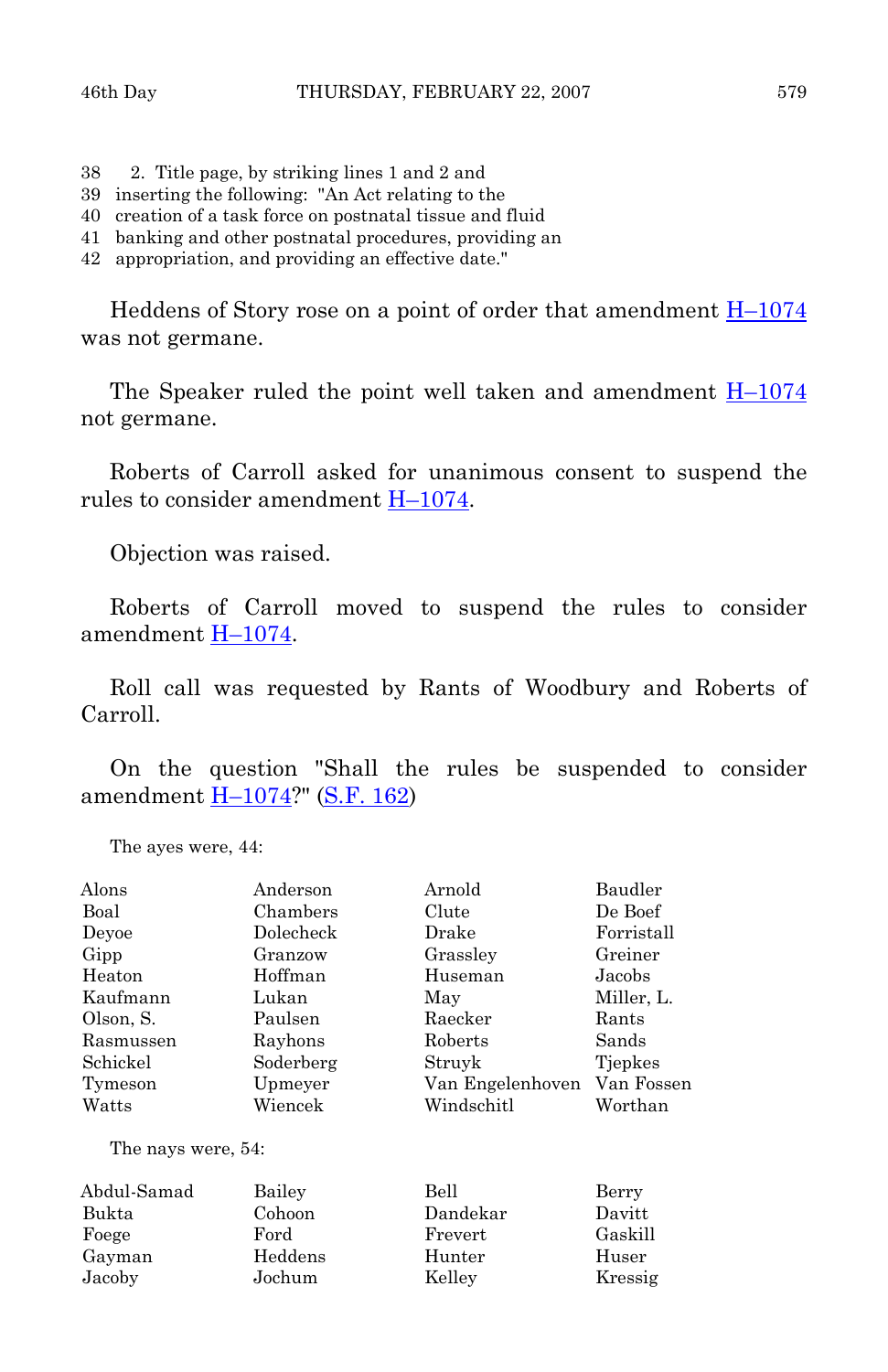38 2. Title page, by striking lines 1 and 2 and
39 inserting the following: "An Act relating to the
40 creation of a task force on postnatal tissue and fluid
41 banking and other postnatal procedures, providing an
42 appropriation, and providing an effective date."

Heddens of Story rose on a point of order that amendment H–1074 was not germane.

The Speaker ruled the point well taken and amendment H–1074 not germane.

Roberts of Carroll asked for unanimous consent to suspend the rules to consider amendment H–1074.

Objection was raised.

Roberts of Carroll moved to suspend the rules to consider amendment H–1074.

Roll call was requested by Rants of Woodbury and Roberts of Carroll.

On the question "Shall the rules be suspended to consider amendment H–1074?" (S.F. 162)

The ayes were, 44:

| | | | |
|---|---|---|---|
| Alons | Anderson | Arnold | Baudler |
| Boal | Chambers | Clute | De Boef |
| Deyoe | Dolecheck | Drake | Forristall |
| Gipp | Granzow | Grassley | Greiner |
| Heaton | Hoffman | Huseman | Jacobs |
| Kaufmann | Lukan | May | Miller, L. |
| Olson, S. | Paulsen | Raecker | Rants |
| Rasmussen | Rayhons | Roberts | Sands |
| Schickel | Soderberg | Struyk | Tjepkes |
| Tymeson | Upmeyer | Van Engelenhoven | Van Fossen |
| Watts | Wiencek | Windschitl | Worthan |

The nays were, 54:

| | | | |
|---|---|---|---|
| Abdul-Samad | Bailey | Bell | Berry |
| Bukta | Cohoon | Dandekar | Davitt |
| Foege | Ford | Frevert | Gaskill |
| Gayman | Heddens | Hunter | Huser |
| Jacoby | Jochum | Kelley | Kressig |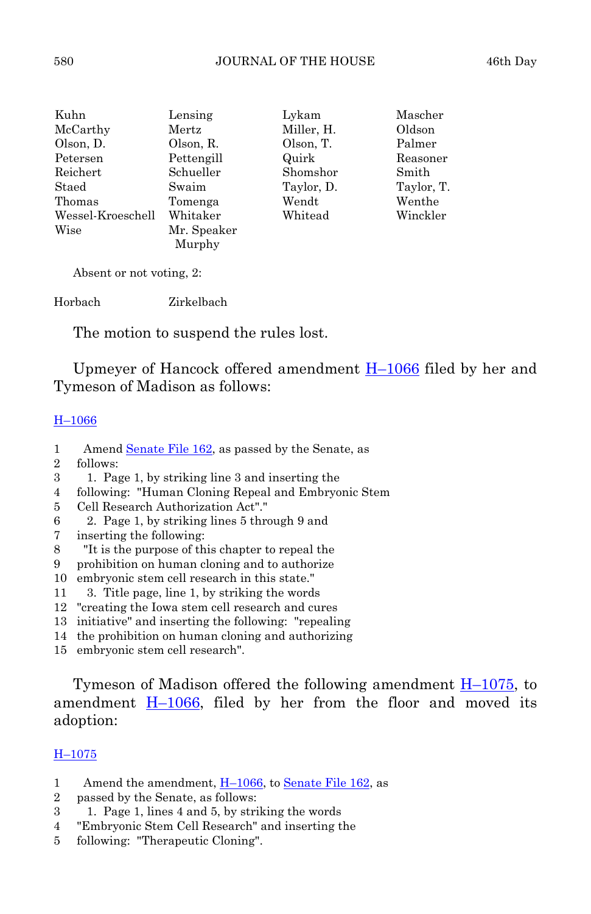| | | | |
|---|---|---|---|
| Kuhn | Lensing | Lykam | Mascher |
| McCarthy | Mertz | Miller, H. | Oldson |
| Olson, D. | Olson, R. | Olson, T. | Palmer |
| Petersen | Pettengill | Quirk | Reasoner |
| Reichert | Schueller | Shomshor | Smith |
| Staed | Swaim | Taylor, D. | Taylor, T. |
| Thomas | Tomenga | Wendt | Wenthe |
| Wessel-Kroeschell | Whitaker | Whitead | Winckler |
| Wise | Mr. Speaker Murphy | | |

Absent or not voting, 2:

| | |
|---|---|
| Horbach | Zirkelbach |

The motion to suspend the rules lost.

Upmeyer of Hancock offered amendment H–1066 filed by her and Tymeson of Madison as follows:

H–1066

1 Amend Senate File 162, as passed by the Senate, as
2 follows:
3 1. Page 1, by striking line 3 and inserting the
4 following: "Human Cloning Repeal and Embryonic Stem
5 Cell Research Authorization Act"."
6 2. Page 1, by striking lines 5 through 9 and
7 inserting the following:
8 "It is the purpose of this chapter to repeal the
9 prohibition on human cloning and to authorize
10 embryonic stem cell research in this state."
11 3. Title page, line 1, by striking the words
12 "creating the Iowa stem cell research and cures
13 initiative" and inserting the following: "repealing
14 the prohibition on human cloning and authorizing
15 embryonic stem cell research".

Tymeson of Madison offered the following amendment H–1075, to amendment H–1066, filed by her from the floor and moved its adoption:

H–1075

1 Amend the amendment, H–1066, to Senate File 162, as
2 passed by the Senate, as follows:
3 1. Page 1, lines 4 and 5, by striking the words
4 "Embryonic Stem Cell Research" and inserting the
5 following: "Therapeutic Cloning".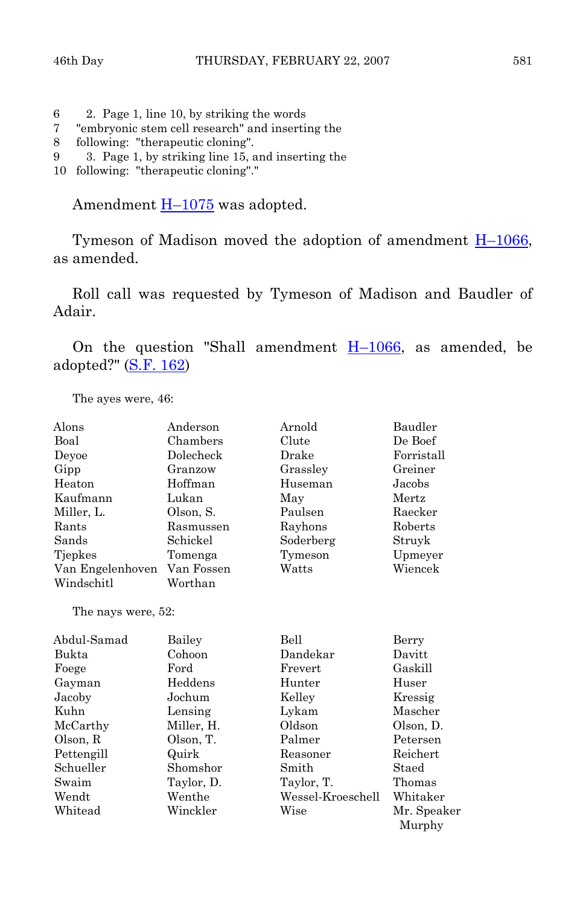6 2. Page 1, line 10, by striking the words
7 "embryonic stem cell research" and inserting the
8 following: "therapeutic cloning".
9 3. Page 1, by striking line 15, and inserting the
10 following: "therapeutic cloning"."

Amendment H–1075 was adopted.

Tymeson of Madison moved the adoption of amendment H–1066, as amended.

Roll call was requested by Tymeson of Madison and Baudler of Adair.

On the question "Shall amendment H–1066, as amended, be adopted?" (S.F. 162)

The ayes were, 46:

| | | | |
|---|---|---|---|
| Alons | Anderson | Arnold | Baudler |
| Boal | Chambers | Clute | De Boef |
| Deyoe | Dolecheck | Drake | Forristall |
| Gipp | Granzow | Grassley | Greiner |
| Heaton | Hoffman | Huseman | Jacobs |
| Kaufmann | Lukan | May | Mertz |
| Miller, L. | Olson, S. | Paulsen | Raecker |
| Rants | Rasmussen | Rayhons | Roberts |
| Sands | Schickel | Soderberg | Struyk |
| Tjepkes | Tomenga | Tymeson | Upmeyer |
| Van Engelenhoven | Van Fossen | Watts | Wiencek |
| Windschitl | Worthan | | |

The nays were, 52:

| | | | |
|---|---|---|---|
| Abdul-Samad | Bailey | Bell | Berry |
| Bukta | Cohoon | Dandekar | Davitt |
| Foege | Ford | Frevert | Gaskill |
| Gayman | Heddens | Hunter | Huser |
| Jacoby | Jochum | Kelley | Kressig |
| Kuhn | Lensing | Lykam | Mascher |
| McCarthy | Miller, H. | Oldson | Olson, D. |
| Olson, R | Olson, T. | Palmer | Petersen |
| Pettengill | Quirk | Reasoner | Reichert |
| Schueller | Shomshor | Smith | Staed |
| Swaim | Taylor, D. | Taylor, T. | Thomas |
| Wendt | Wenthe | Wessel-Kroeschell | Whitaker |
| Whitead | Winckler | Wise | Mr. Speaker Murphy |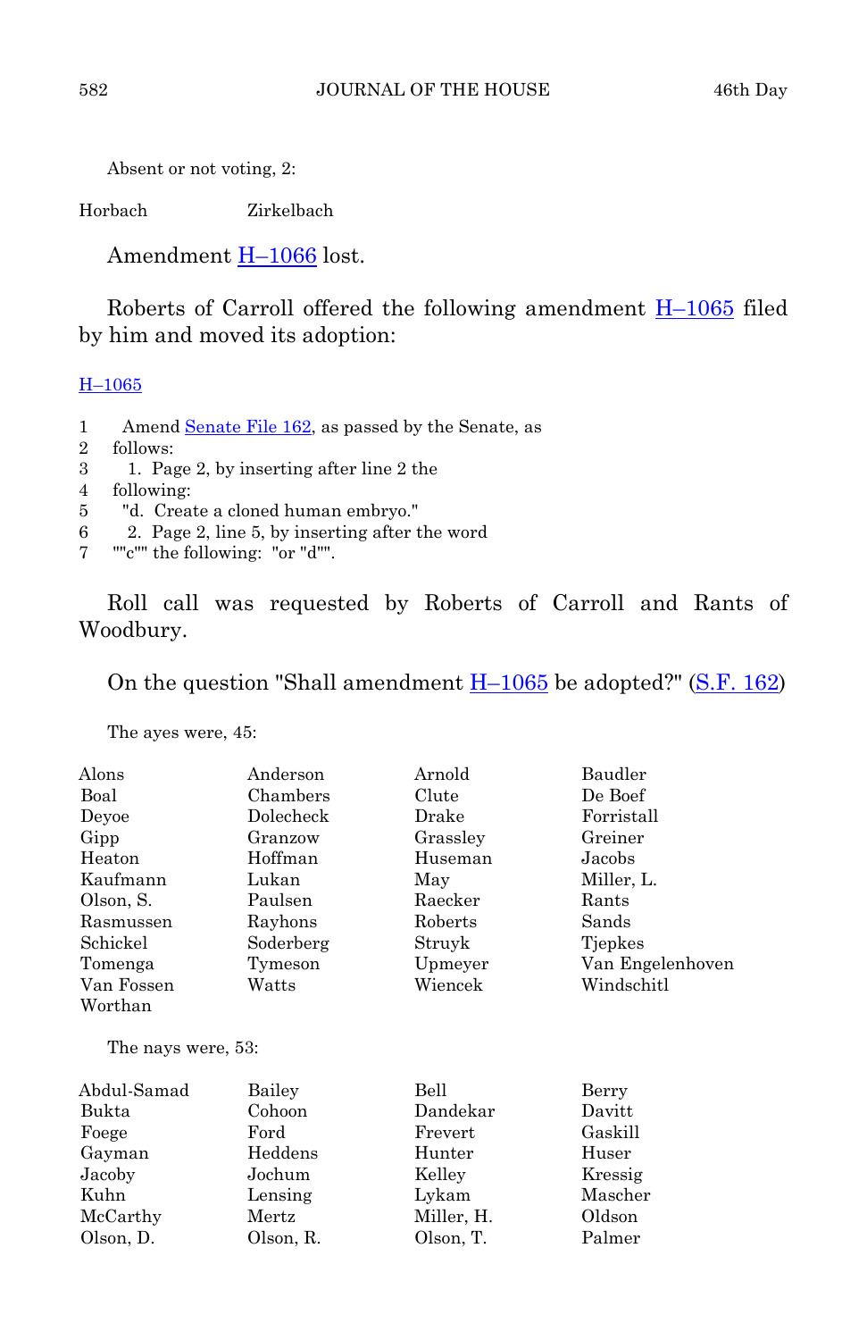Absent or not voting, 2:

| | |
|---|---|
| Horbach | Zirkelbach |

Amendment H–1066 lost.

Roberts of Carroll offered the following amendment H–1065 filed by him and moved its adoption:

H–1065

```
1     Amend Senate File 162, as passed by the Senate, as
2  follows:
3     1. Page 2, by inserting after line 2 the
4  following:
5     "d. Create a cloned human embryo."
6     2. Page 2, line 5, by inserting after the word
7  ""c"" the following: "or "d"".
```

Roll call was requested by Roberts of Carroll and Rants of Woodbury.

On the question "Shall amendment H–1065 be adopted?" (S.F. 162)

The ayes were, 45:

| | | | |
|---|---|---|---|
| Alons | Anderson | Arnold | Baudler |
| Boal | Chambers | Clute | De Boef |
| Deyoe | Dolecheck | Drake | Forristall |
| Gipp | Granzow | Grassley | Greiner |
| Heaton | Hoffman | Huseman | Jacobs |
| Kaufmann | Lukan | May | Miller, L. |
| Olson, S. | Paulsen | Raecker | Rants |
| Rasmussen | Rayhons | Roberts | Sands |
| Schickel | Soderberg | Struyk | Tjepkes |
| Tomenga | Tymeson | Upmeyer | Van Engelenhoven |
| Van Fossen | Watts | Wiencek | Windschitl |
| Worthan | | | |

The nays were, 53:

| | | | |
|---|---|---|---|
| Abdul-Samad | Bailey | Bell | Berry |
| Bukta | Cohoon | Dandekar | Davitt |
| Foege | Ford | Frevert | Gaskill |
| Gayman | Heddens | Hunter | Huser |
| Jacoby | Jochum | Kelley | Kressig |
| Kuhn | Lensing | Lykam | Mascher |
| McCarthy | Mertz | Miller, H. | Oldson |
| Olson, D. | Olson, R. | Olson, T. | Palmer |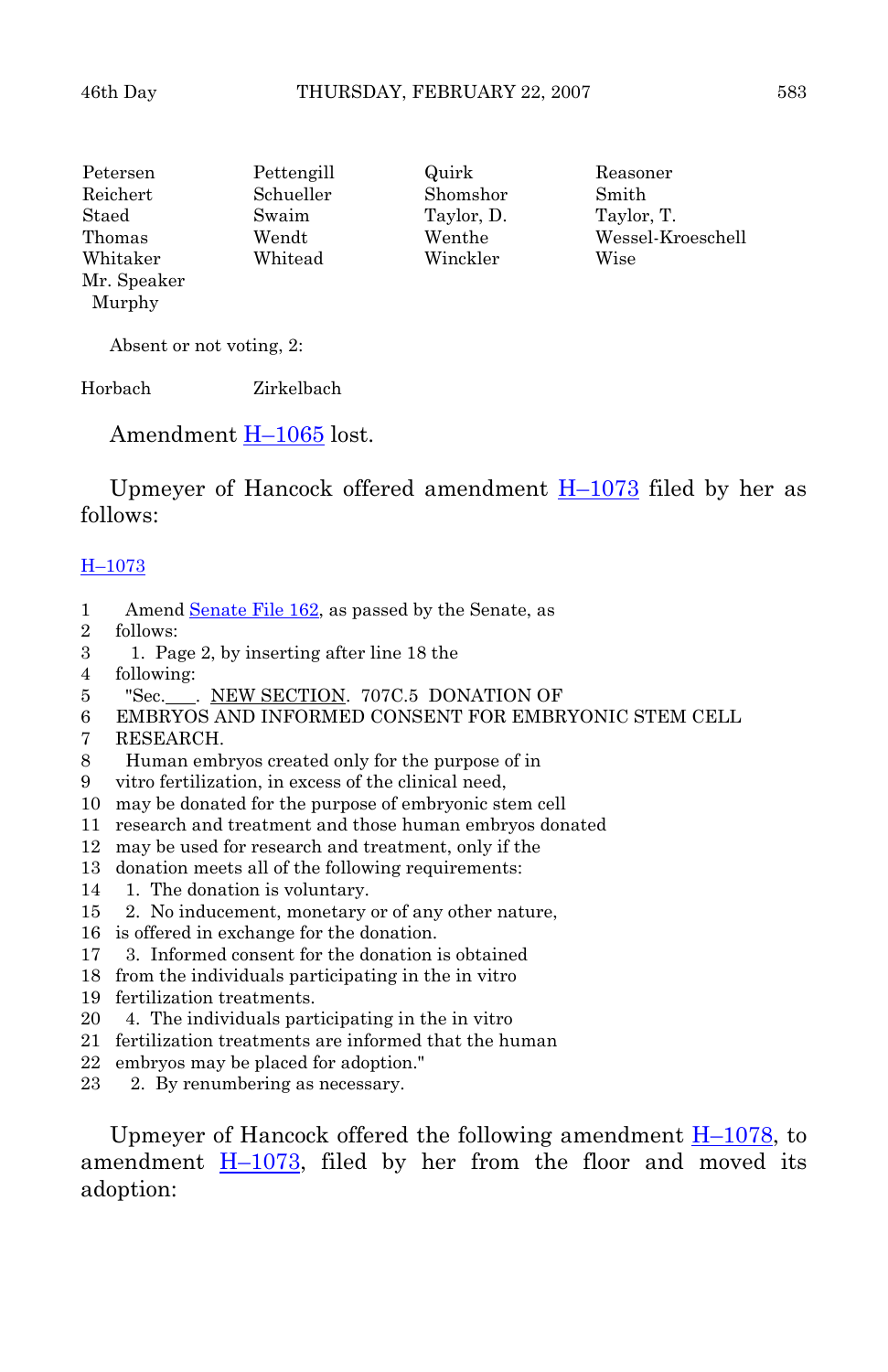| | | | |
|---|---|---|---|
| Petersen | Pettengill | Quirk | Reasoner |
| Reichert | Schueller | Shomshor | Smith |
| Staed | Swaim | Taylor, D. | Taylor, T. |
| Thomas | Wendt | Wenthe | Wessel-Kroeschell |
| Whitaker | Whitead | Winckler | Wise |
| Mr. Speaker Murphy | | | |

Absent or not voting, 2:

| | |
|---|---|
| Horbach | Zirkelbach |

Amendment H–1065 lost.

Upmeyer of Hancock offered amendment H–1073 filed by her as follows:

H–1073

1 Amend Senate File 162, as passed by the Senate, as
2 follows:
3 1. Page 2, by inserting after line 18 the
4 following:
5 "Sec.___. NEW SECTION. 707C.5 DONATION OF
6 EMBRYOS AND INFORMED CONSENT FOR EMBRYONIC STEM CELL
7 RESEARCH.
8 Human embryos created only for the purpose of in
9 vitro fertilization, in excess of the clinical need,
10 may be donated for the purpose of embryonic stem cell
11 research and treatment and those human embryos donated
12 may be used for research and treatment, only if the
13 donation meets all of the following requirements:
14 1. The donation is voluntary.
15 2. No inducement, monetary or of any other nature,
16 is offered in exchange for the donation.
17 3. Informed consent for the donation is obtained
18 from the individuals participating in the in vitro
19 fertilization treatments.
20 4. The individuals participating in the in vitro
21 fertilization treatments are informed that the human
22 embryos may be placed for adoption."
23 2. By renumbering as necessary.

Upmeyer of Hancock offered the following amendment H–1078, to amendment H–1073, filed by her from the floor and moved its adoption: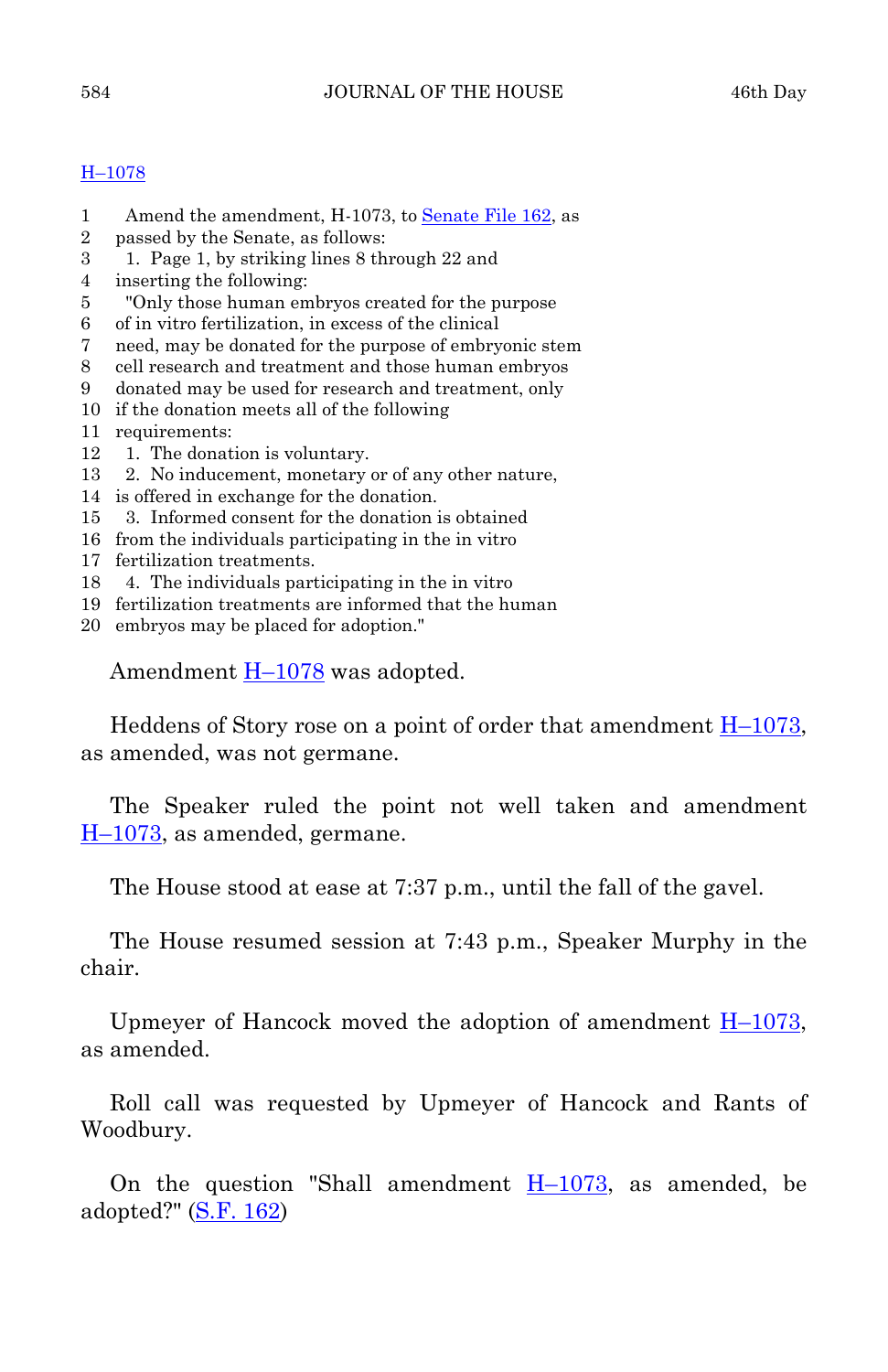H–1078

1 Amend the amendment, H-1073, to Senate File 162, as
2 passed by the Senate, as follows:
3 1. Page 1, by striking lines 8 through 22 and
4 inserting the following:
5 "Only those human embryos created for the purpose
6 of in vitro fertilization, in excess of the clinical
7 need, may be donated for the purpose of embryonic stem
8 cell research and treatment and those human embryos
9 donated may be used for research and treatment, only
10 if the donation meets all of the following
11 requirements:
12 1. The donation is voluntary.
13 2. No inducement, monetary or of any other nature,
14 is offered in exchange for the donation.
15 3. Informed consent for the donation is obtained
16 from the individuals participating in the in vitro
17 fertilization treatments.
18 4. The individuals participating in the in vitro
19 fertilization treatments are informed that the human
20 embryos may be placed for adoption."

Amendment H–1078 was adopted.

Heddens of Story rose on a point of order that amendment H–1073, as amended, was not germane.

The Speaker ruled the point not well taken and amendment H–1073, as amended, germane.

The House stood at ease at 7:37 p.m., until the fall of the gavel.

The House resumed session at 7:43 p.m., Speaker Murphy in the chair.

Upmeyer of Hancock moved the adoption of amendment H–1073, as amended.

Roll call was requested by Upmeyer of Hancock and Rants of Woodbury.

On the question "Shall amendment H–1073, as amended, be adopted?" (S.F. 162)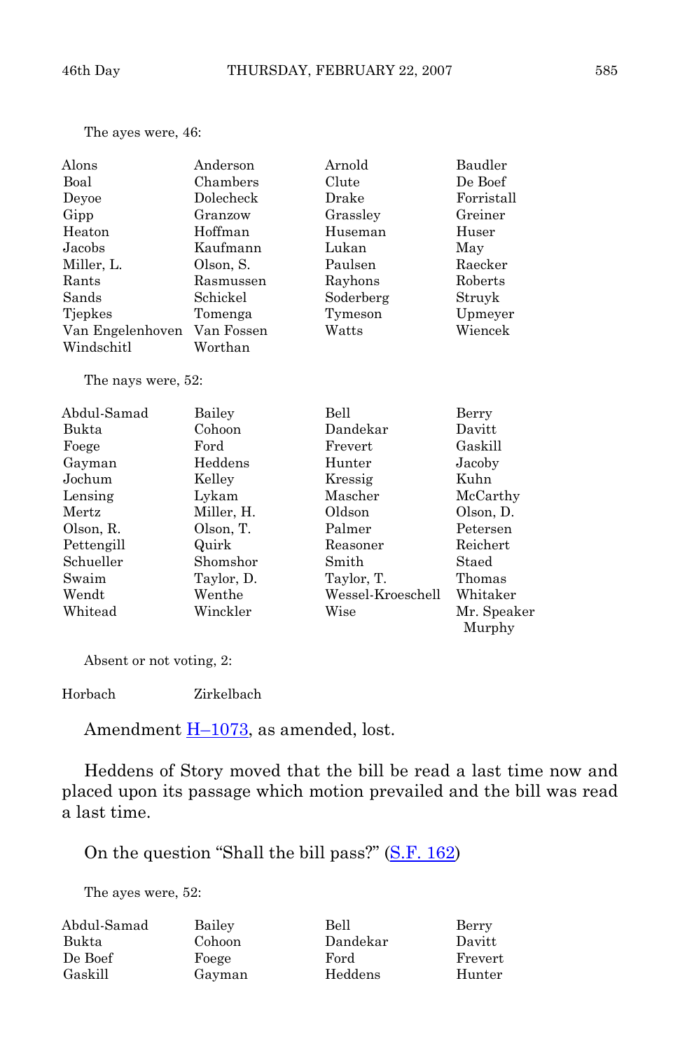The ayes were, 46:

| | | | |
|---|---|---|---|
| Alons | Anderson | Arnold | Baudler |
| Boal | Chambers | Clute | De Boef |
| Deyoe | Dolecheck | Drake | Forristall |
| Gipp | Granzow | Grassley | Greiner |
| Heaton | Hoffman | Huseman | Huser |
| Jacobs | Kaufmann | Lukan | May |
| Miller, L. | Olson, S. | Paulsen | Raecker |
| Rants | Rasmussen | Rayhons | Roberts |
| Sands | Schickel | Soderberg | Struyk |
| Tjepkes | Tomenga | Tymeson | Upmeyer |
| Van Engelenhoven | Van Fossen | Watts | Wiencek |
| Windschitl | Worthan | | |

The nays were, 52:

| | | | |
|---|---|---|---|
| Abdul-Samad | Bailey | Bell | Berry |
| Bukta | Cohoon | Dandekar | Davitt |
| Foege | Ford | Frevert | Gaskill |
| Gayman | Heddens | Hunter | Jacoby |
| Jochum | Kelley | Kressig | Kuhn |
| Lensing | Lykam | Mascher | McCarthy |
| Mertz | Miller, H. | Oldson | Olson, D. |
| Olson, R. | Olson, T. | Palmer | Petersen |
| Pettengill | Quirk | Reasoner | Reichert |
| Schueller | Shomshor | Smith | Staed |
| Swaim | Taylor, D. | Taylor, T. | Thomas |
| Wendt | Wenthe | Wessel-Kroeschell | Whitaker |
| Whitead | Winckler | Wise | Mr. Speaker Murphy |

Absent or not voting, 2:

| | |
|---|---|
| Horbach | Zirkelbach |

Amendment H–1073, as amended, lost.

Heddens of Story moved that the bill be read a last time now and placed upon its passage which motion prevailed and the bill was read a last time.

On the question "Shall the bill pass?" (S.F. 162)

The ayes were, 52:

| | | | |
|---|---|---|---|
| Abdul-Samad | Bailey | Bell | Berry |
| Bukta | Cohoon | Dandekar | Davitt |
| De Boef | Foege | Ford | Frevert |
| Gaskill | Gayman | Heddens | Hunter |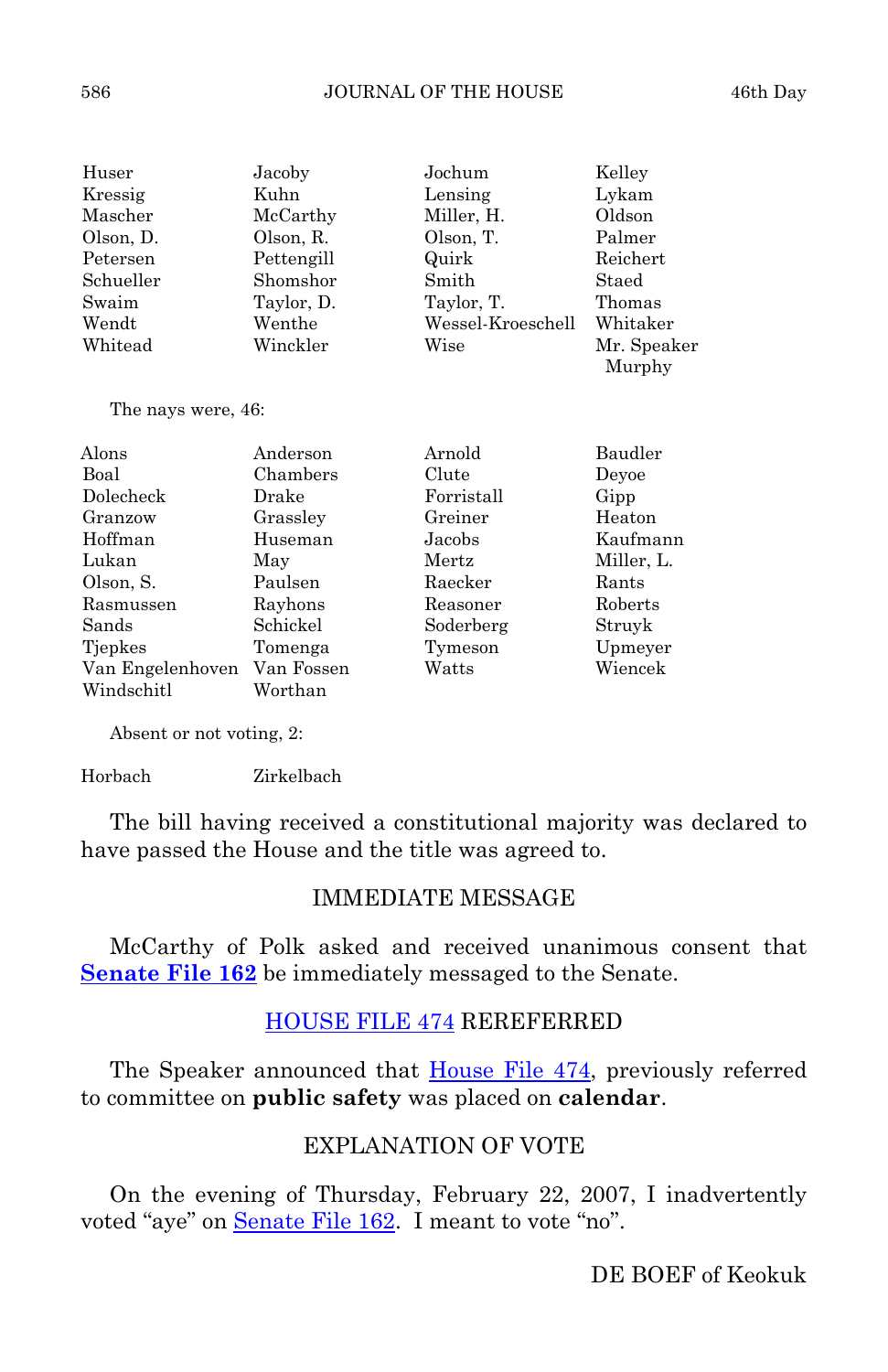| | | | |
|---|---|---|---|
| Huser | Jacoby | Jochum | Kelley |
| Kressig | Kuhn | Lensing | Lykam |
| Mascher | McCarthy | Miller, H. | Oldson |
| Olson, D. | Olson, R. | Olson, T. | Palmer |
| Petersen | Pettengill | Quirk | Reichert |
| Schueller | Shomshor | Smith | Staed |
| Swaim | Taylor, D. | Taylor, T. | Thomas |
| Wendt | Wenthe | Wessel-Kroeschell | Whitaker |
| Whitead | Winckler | Wise | Mr. Speaker Murphy |

The nays were, 46:

| | | | |
|---|---|---|---|
| Alons | Anderson | Arnold | Baudler |
| Boal | Chambers | Clute | Deyoe |
| Dolecheck | Drake | Forristall | Gipp |
| Granzow | Grassley | Greiner | Heaton |
| Hoffman | Huseman | Jacobs | Kaufmann |
| Lukan | May | Mertz | Miller, L. |
| Olson, S. | Paulsen | Raecker | Rants |
| Rasmussen | Rayhons | Reasoner | Roberts |
| Sands | Schickel | Soderberg | Struyk |
| Tjepkes | Tomenga | Tymeson | Upmeyer |
| Van Engelenhoven | Van Fossen | Watts | Wiencek |
| Windschitl | Worthan | | |

Absent or not voting, 2:

| | |
|---|---|
| Horbach | Zirkelbach |

The bill having received a constitutional majority was declared to have passed the House and the title was agreed to.

## IMMEDIATE MESSAGE

McCarthy of Polk asked and received unanimous consent that **Senate File 162** be immediately messaged to the Senate.

## HOUSE FILE 474 REREFERRED

The Speaker announced that House File 474, previously referred to committee on **public safety** was placed on **calendar**.

## EXPLANATION OF VOTE

On the evening of Thursday, February 22, 2007, I inadvertently voted "aye" on Senate File 162. I meant to vote "no".

DE BOEF of Keokuk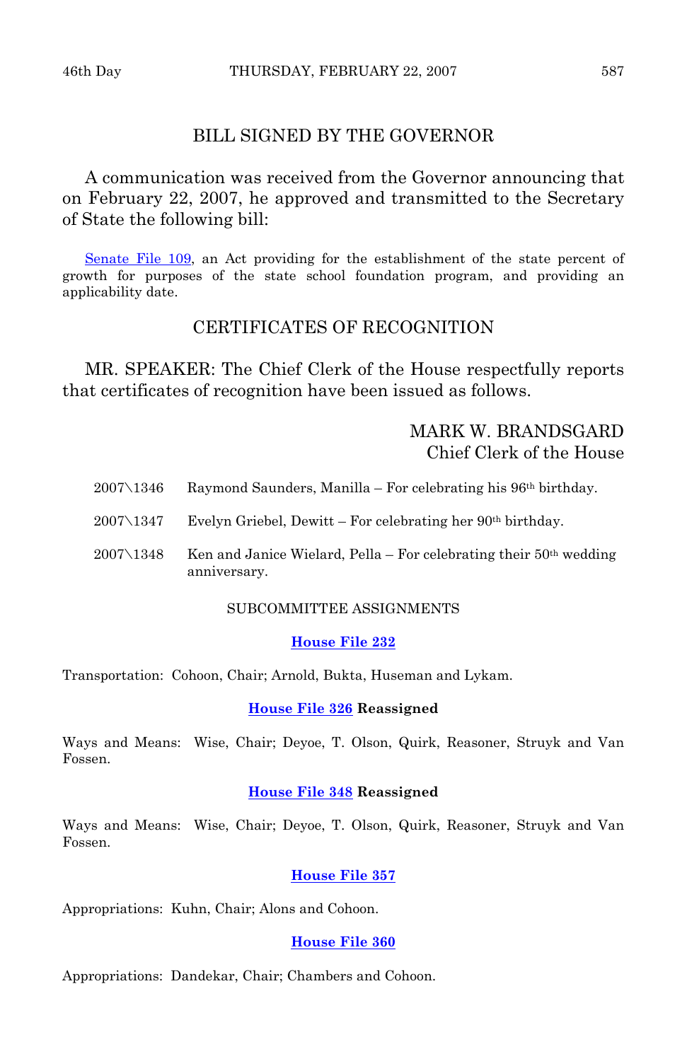## BILL SIGNED BY THE GOVERNOR

A communication was received from the Governor announcing that on February 22, 2007, he approved and transmitted to the Secretary of State the following bill:

Senate File 109, an Act providing for the establishment of the state percent of growth for purposes of the state school foundation program, and providing an applicability date.

## CERTIFICATES OF RECOGNITION

MR. SPEAKER: The Chief Clerk of the House respectfully reports that certificates of recognition have been issued as follows.

MARK W. BRANDSGARD
Chief Clerk of the House

2007\1346 Raymond Saunders, Manilla – For celebrating his 96th birthday.

2007\1347 Evelyn Griebel, Dewitt – For celebrating her 90th birthday.

2007\1348 Ken and Janice Wielard, Pella – For celebrating their 50th wedding anniversary.

### SUBCOMMITTEE ASSIGNMENTS

**House File 232**

Transportation: Cohoon, Chair; Arnold, Bukta, Huseman and Lykam.

**House File 326 Reassigned**

Ways and Means: Wise, Chair; Deyoe, T. Olson, Quirk, Reasoner, Struyk and Van Fossen.

**House File 348 Reassigned**

Ways and Means: Wise, Chair; Deyoe, T. Olson, Quirk, Reasoner, Struyk and Van Fossen.

**House File 357**

Appropriations: Kuhn, Chair; Alons and Cohoon.

**House File 360**

Appropriations: Dandekar, Chair; Chambers and Cohoon.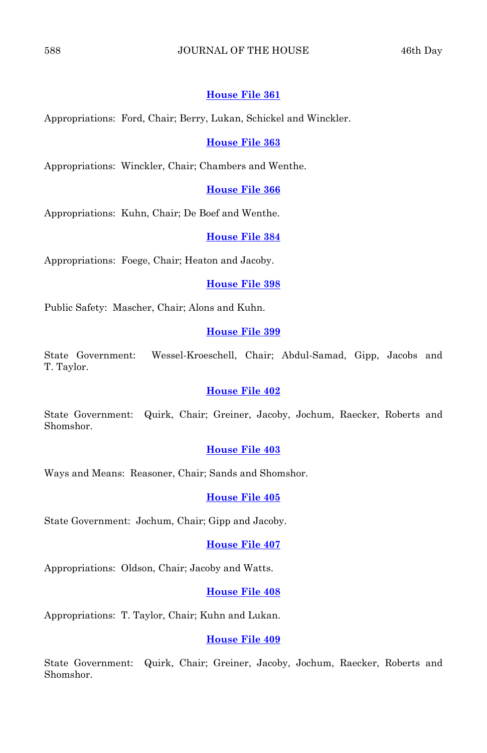**House File 361**

Appropriations: Ford, Chair; Berry, Lukan, Schickel and Winckler.

**House File 363**

Appropriations: Winckler, Chair; Chambers and Wenthe.

**House File 366**

Appropriations: Kuhn, Chair; De Boef and Wenthe.

**House File 384**

Appropriations: Foege, Chair; Heaton and Jacoby.

**House File 398**

Public Safety: Mascher, Chair; Alons and Kuhn.

**House File 399**

State Government: Wessel-Kroeschell, Chair; Abdul-Samad, Gipp, Jacobs and T. Taylor.

**House File 402**

State Government: Quirk, Chair; Greiner, Jacoby, Jochum, Raecker, Roberts and Shomshor.

**House File 403**

Ways and Means: Reasoner, Chair; Sands and Shomshor.

**House File 405**

State Government: Jochum, Chair; Gipp and Jacoby.

**House File 407**

Appropriations: Oldson, Chair; Jacoby and Watts.

**House File 408**

Appropriations: T. Taylor, Chair; Kuhn and Lukan.

**House File 409**

State Government: Quirk, Chair; Greiner, Jacoby, Jochum, Raecker, Roberts and Shomshor.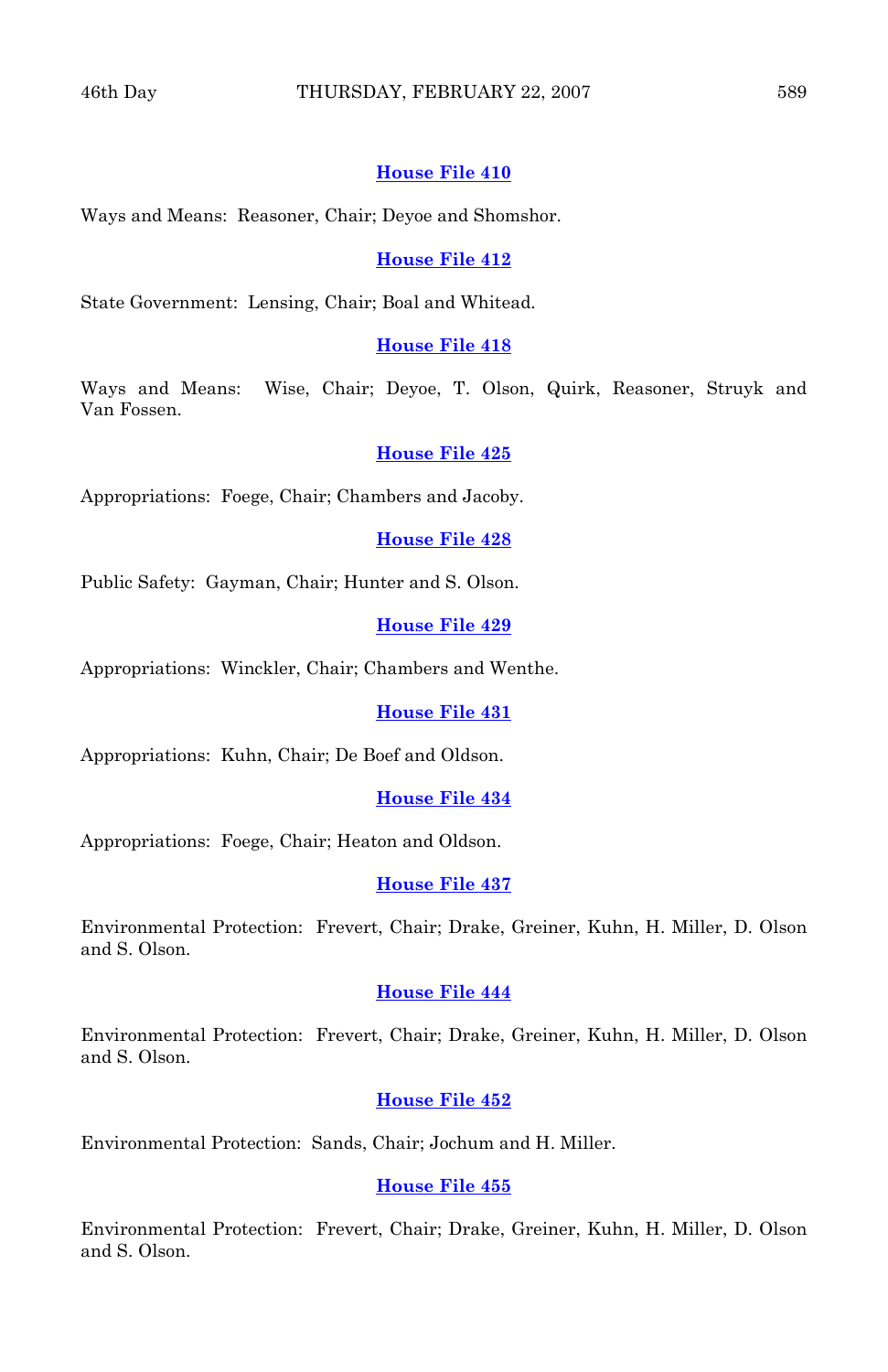**House File 410**

Ways and Means: Reasoner, Chair; Deyoe and Shomshor.

**House File 412**

State Government: Lensing, Chair; Boal and Whitead.

**House File 418**

Ways and Means: Wise, Chair; Deyoe, T. Olson, Quirk, Reasoner, Struyk and Van Fossen.

**House File 425**

Appropriations: Foege, Chair; Chambers and Jacoby.

**House File 428**

Public Safety: Gayman, Chair; Hunter and S. Olson.

**House File 429**

Appropriations: Winckler, Chair; Chambers and Wenthe.

**House File 431**

Appropriations: Kuhn, Chair; De Boef and Oldson.

**House File 434**

Appropriations: Foege, Chair; Heaton and Oldson.

**House File 437**

Environmental Protection: Frevert, Chair; Drake, Greiner, Kuhn, H. Miller, D. Olson and S. Olson.

**House File 444**

Environmental Protection: Frevert, Chair; Drake, Greiner, Kuhn, H. Miller, D. Olson and S. Olson.

**House File 452**

Environmental Protection: Sands, Chair; Jochum and H. Miller.

**House File 455**

Environmental Protection: Frevert, Chair; Drake, Greiner, Kuhn, H. Miller, D. Olson and S. Olson.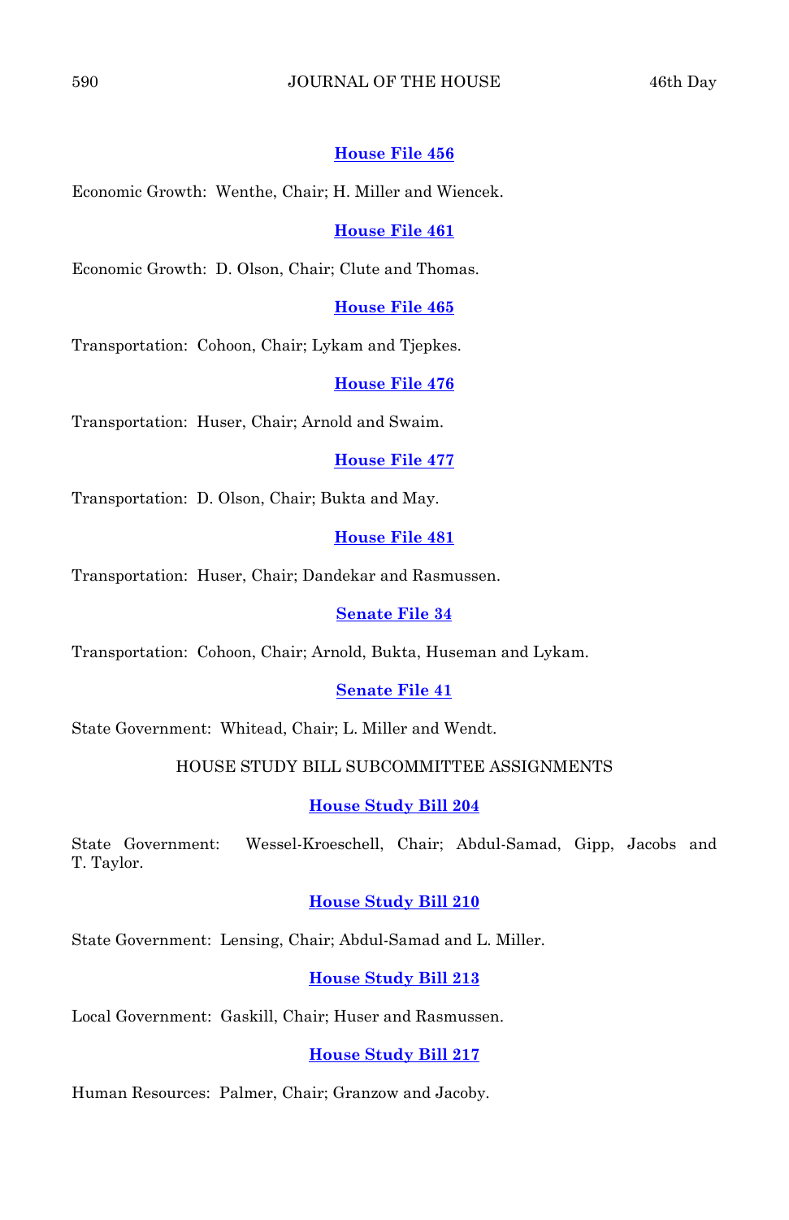**House File 456**

Economic Growth: Wenthe, Chair; H. Miller and Wiencek.

**House File 461**

Economic Growth: D. Olson, Chair; Clute and Thomas.

**House File 465**

Transportation: Cohoon, Chair; Lykam and Tjepkes.

**House File 476**

Transportation: Huser, Chair; Arnold and Swaim.

**House File 477**

Transportation: D. Olson, Chair; Bukta and May.

**House File 481**

Transportation: Huser, Chair; Dandekar and Rasmussen.

**Senate File 34**

Transportation: Cohoon, Chair; Arnold, Bukta, Huseman and Lykam.

**Senate File 41**

State Government: Whitead, Chair; L. Miller and Wendt.

HOUSE STUDY BILL SUBCOMMITTEE ASSIGNMENTS

**House Study Bill 204**

State Government: Wessel-Kroeschell, Chair; Abdul-Samad, Gipp, Jacobs and T. Taylor.

**House Study Bill 210**

State Government: Lensing, Chair; Abdul-Samad and L. Miller.

**House Study Bill 213**

Local Government: Gaskill, Chair; Huser and Rasmussen.

**House Study Bill 217**

Human Resources: Palmer, Chair; Granzow and Jacoby.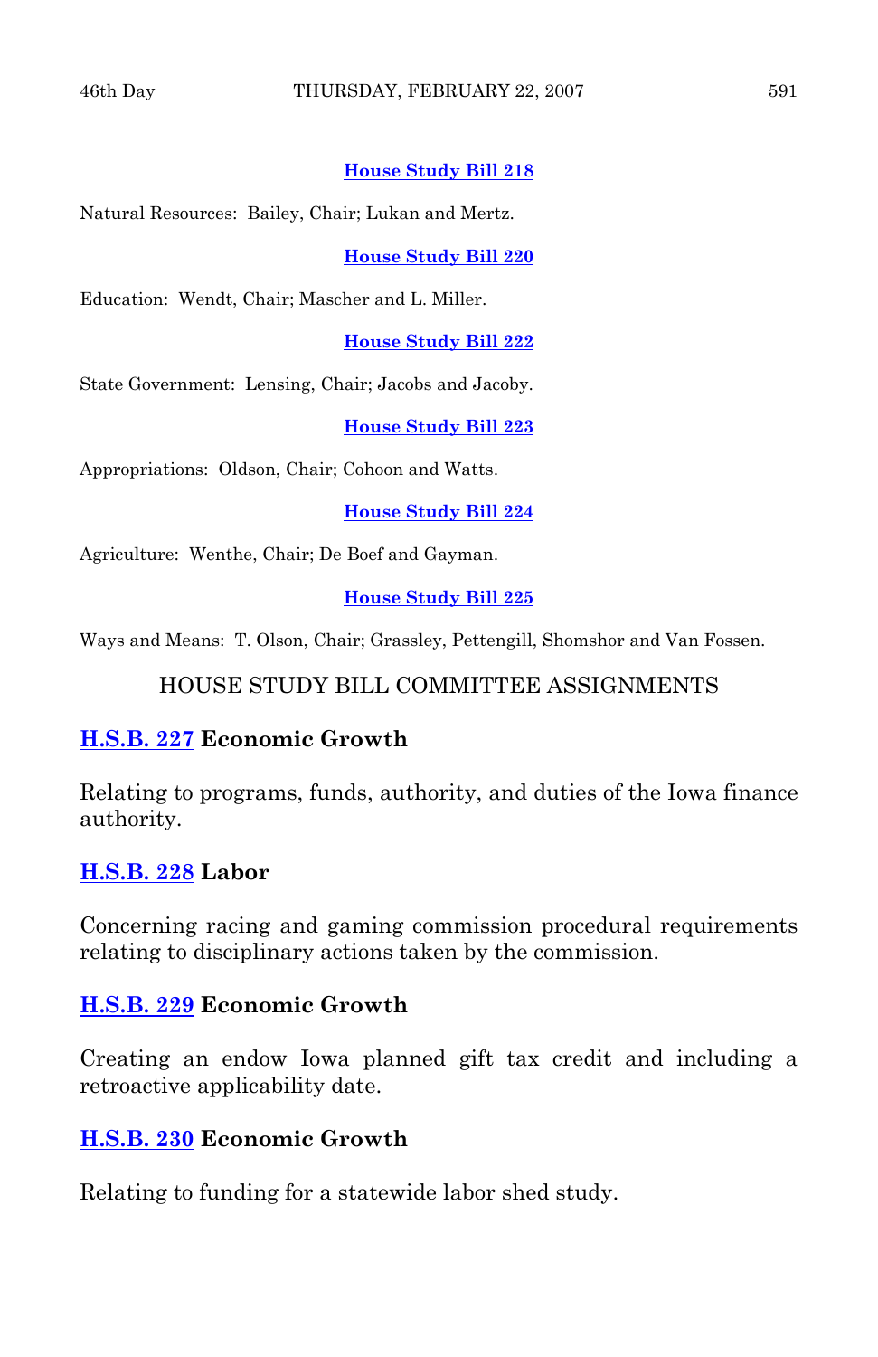**House Study Bill 218**

Natural Resources: Bailey, Chair; Lukan and Mertz.

**House Study Bill 220**

Education: Wendt, Chair; Mascher and L. Miller.

**House Study Bill 222**

State Government: Lensing, Chair; Jacobs and Jacoby.

**House Study Bill 223**

Appropriations: Oldson, Chair; Cohoon and Watts.

**House Study Bill 224**

Agriculture: Wenthe, Chair; De Boef and Gayman.

**House Study Bill 225**

Ways and Means: T. Olson, Chair; Grassley, Pettengill, Shomshor and Van Fossen.

## HOUSE STUDY BILL COMMITTEE ASSIGNMENTS

**H.S.B. 227 Economic Growth**

Relating to programs, funds, authority, and duties of the Iowa finance authority.

**H.S.B. 228 Labor**

Concerning racing and gaming commission procedural requirements relating to disciplinary actions taken by the commission.

**H.S.B. 229 Economic Growth**

Creating an endow Iowa planned gift tax credit and including a retroactive applicability date.

**H.S.B. 230 Economic Growth**

Relating to funding for a statewide labor shed study.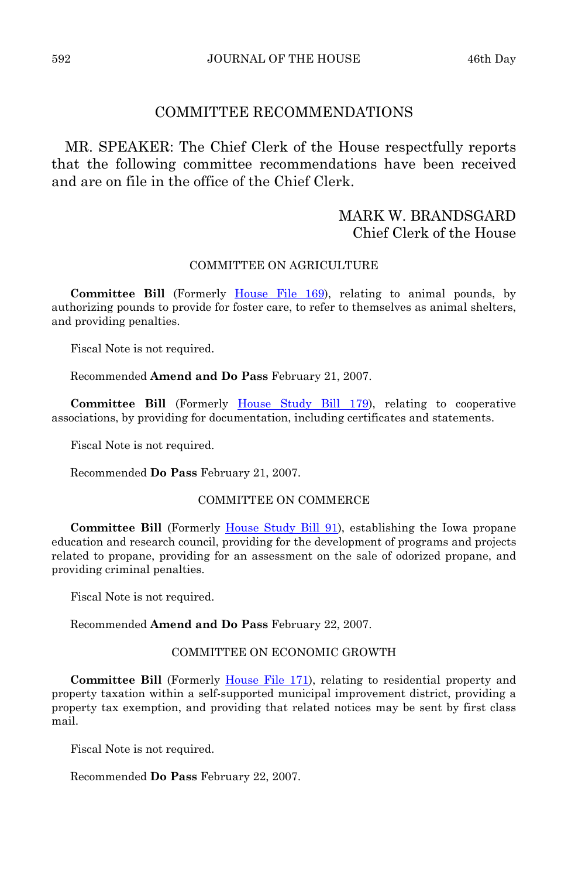## COMMITTEE RECOMMENDATIONS

MR. SPEAKER: The Chief Clerk of the House respectfully reports that the following committee recommendations have been received and are on file in the office of the Chief Clerk.

MARK W. BRANDSGARD
Chief Clerk of the House

### COMMITTEE ON AGRICULTURE

**Committee Bill** (Formerly House File 169), relating to animal pounds, by authorizing pounds to provide for foster care, to refer to themselves as animal shelters, and providing penalties.

Fiscal Note is not required.

Recommended **Amend and Do Pass** February 21, 2007.

**Committee Bill** (Formerly House Study Bill 179), relating to cooperative associations, by providing for documentation, including certificates and statements.

Fiscal Note is not required.

Recommended **Do Pass** February 21, 2007.

### COMMITTEE ON COMMERCE

**Committee Bill** (Formerly House Study Bill 91), establishing the Iowa propane education and research council, providing for the development of programs and projects related to propane, providing for an assessment on the sale of odorized propane, and providing criminal penalties.

Fiscal Note is not required.

Recommended **Amend and Do Pass** February 22, 2007.

### COMMITTEE ON ECONOMIC GROWTH

**Committee Bill** (Formerly House File 171), relating to residential property and property taxation within a self-supported municipal improvement district, providing a property tax exemption, and providing that related notices may be sent by first class mail.

Fiscal Note is not required.

Recommended **Do Pass** February 22, 2007.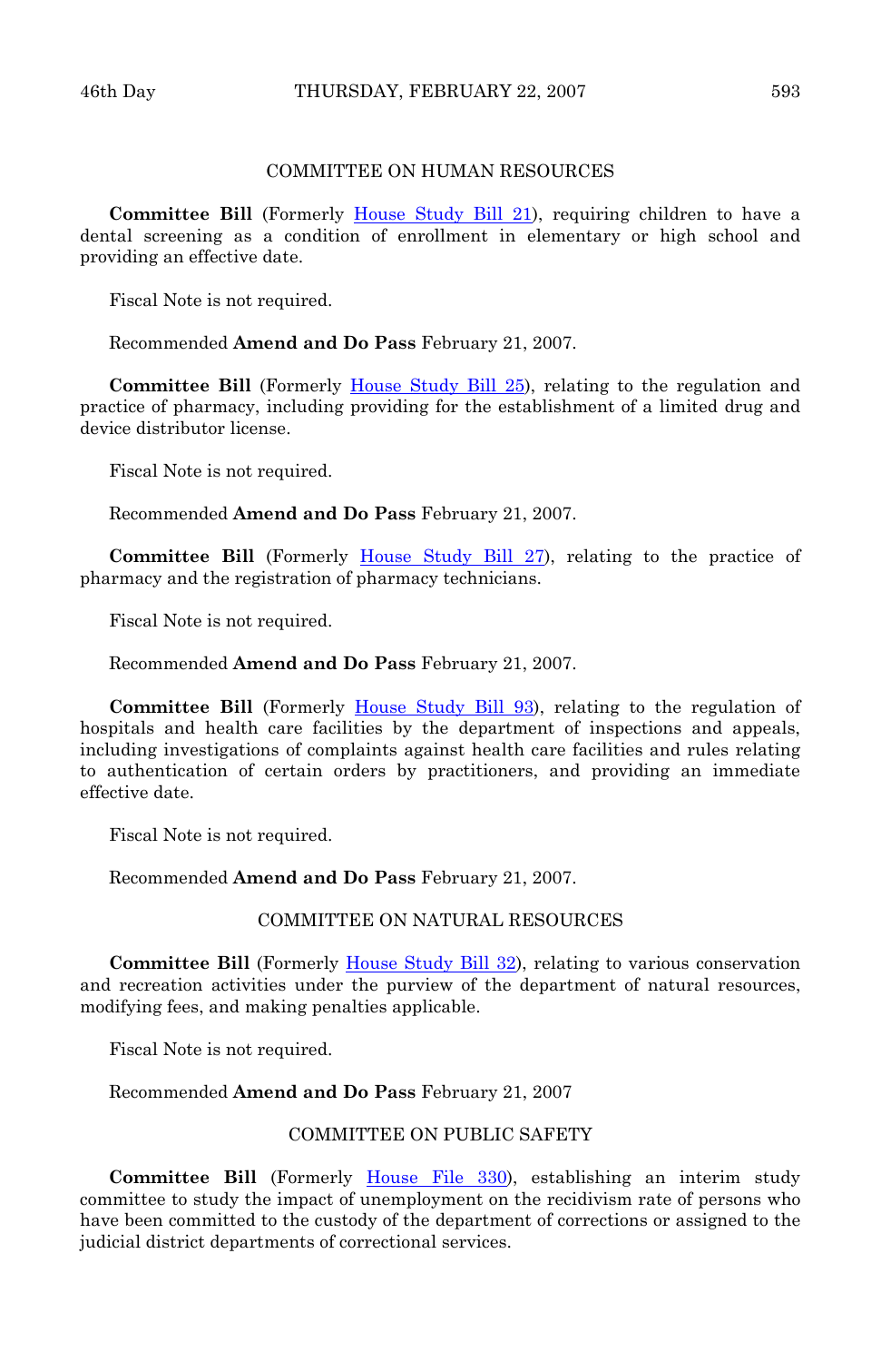COMMITTEE ON HUMAN RESOURCES

**Committee Bill** (Formerly House Study Bill 21), requiring children to have a dental screening as a condition of enrollment in elementary or high school and providing an effective date.

Fiscal Note is not required.

Recommended **Amend and Do Pass** February 21, 2007.

**Committee Bill** (Formerly House Study Bill 25), relating to the regulation and practice of pharmacy, including providing for the establishment of a limited drug and device distributor license.

Fiscal Note is not required.

Recommended **Amend and Do Pass** February 21, 2007.

**Committee Bill** (Formerly House Study Bill 27), relating to the practice of pharmacy and the registration of pharmacy technicians.

Fiscal Note is not required.

Recommended **Amend and Do Pass** February 21, 2007.

**Committee Bill** (Formerly House Study Bill 93), relating to the regulation of hospitals and health care facilities by the department of inspections and appeals, including investigations of complaints against health care facilities and rules relating to authentication of certain orders by practitioners, and providing an immediate effective date.

Fiscal Note is not required.

Recommended **Amend and Do Pass** February 21, 2007.

COMMITTEE ON NATURAL RESOURCES

**Committee Bill** (Formerly House Study Bill 32), relating to various conservation and recreation activities under the purview of the department of natural resources, modifying fees, and making penalties applicable.

Fiscal Note is not required.

Recommended **Amend and Do Pass** February 21, 2007

COMMITTEE ON PUBLIC SAFETY

**Committee Bill** (Formerly House File 330), establishing an interim study committee to study the impact of unemployment on the recidivism rate of persons who have been committed to the custody of the department of corrections or assigned to the judicial district departments of correctional services.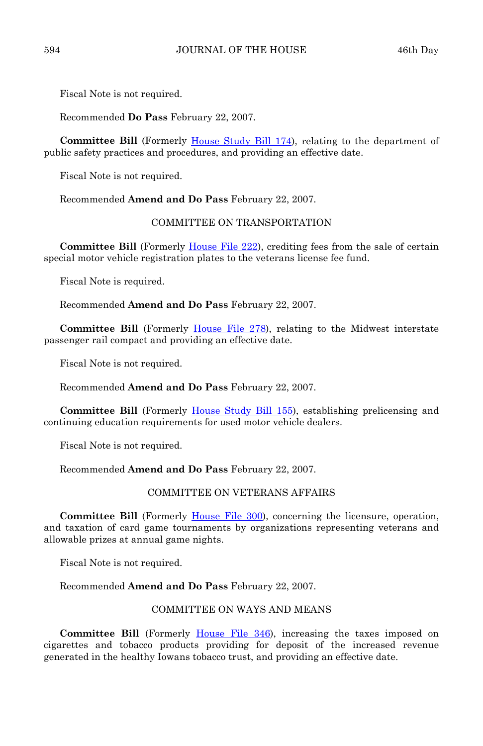Fiscal Note is not required.

Recommended **Do Pass** February 22, 2007.

**Committee Bill** (Formerly House Study Bill 174), relating to the department of public safety practices and procedures, and providing an effective date.

Fiscal Note is not required.

Recommended **Amend and Do Pass** February 22, 2007.

COMMITTEE ON TRANSPORTATION

**Committee Bill** (Formerly House File 222), crediting fees from the sale of certain special motor vehicle registration plates to the veterans license fee fund.

Fiscal Note is required.

Recommended **Amend and Do Pass** February 22, 2007.

**Committee Bill** (Formerly House File 278), relating to the Midwest interstate passenger rail compact and providing an effective date.

Fiscal Note is not required.

Recommended **Amend and Do Pass** February 22, 2007.

**Committee Bill** (Formerly House Study Bill 155), establishing prelicensing and continuing education requirements for used motor vehicle dealers.

Fiscal Note is not required.

Recommended **Amend and Do Pass** February 22, 2007.

COMMITTEE ON VETERANS AFFAIRS

**Committee Bill** (Formerly House File 300), concerning the licensure, operation, and taxation of card game tournaments by organizations representing veterans and allowable prizes at annual game nights.

Fiscal Note is not required.

Recommended **Amend and Do Pass** February 22, 2007.

COMMITTEE ON WAYS AND MEANS

**Committee Bill** (Formerly House File 346), increasing the taxes imposed on cigarettes and tobacco products providing for deposit of the increased revenue generated in the healthy Iowans tobacco trust, and providing an effective date.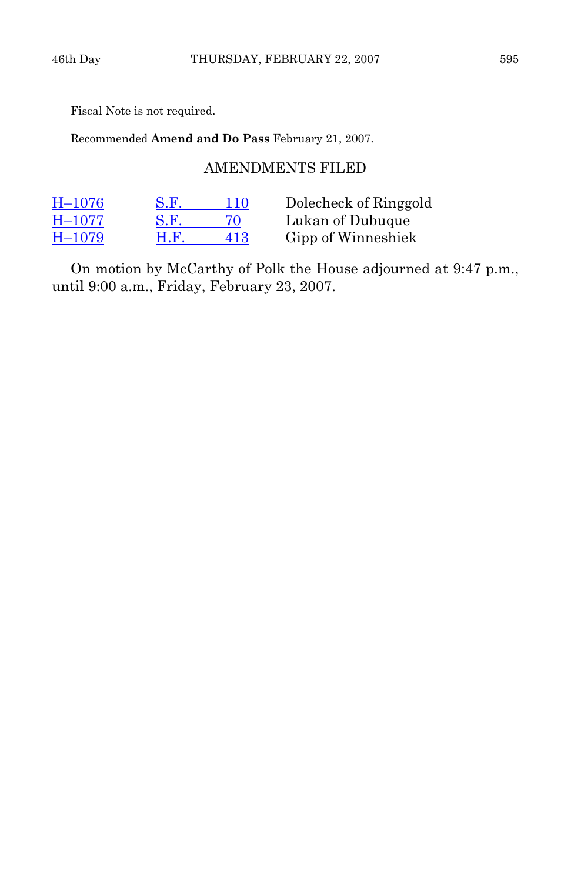Fiscal Note is not required.

Recommended **Amend and Do Pass** February 21, 2007.

## AMENDMENTS FILED

| | | |
|---|---|---|
| H–1076 | S.F. 110 | Dolecheck of Ringgold |
| H–1077 | S.F. 70 | Lukan of Dubuque |
| H–1079 | H.F. 413 | Gipp of Winneshiek |

On motion by McCarthy of Polk the House adjourned at 9:47 p.m., until 9:00 a.m., Friday, February 23, 2007.